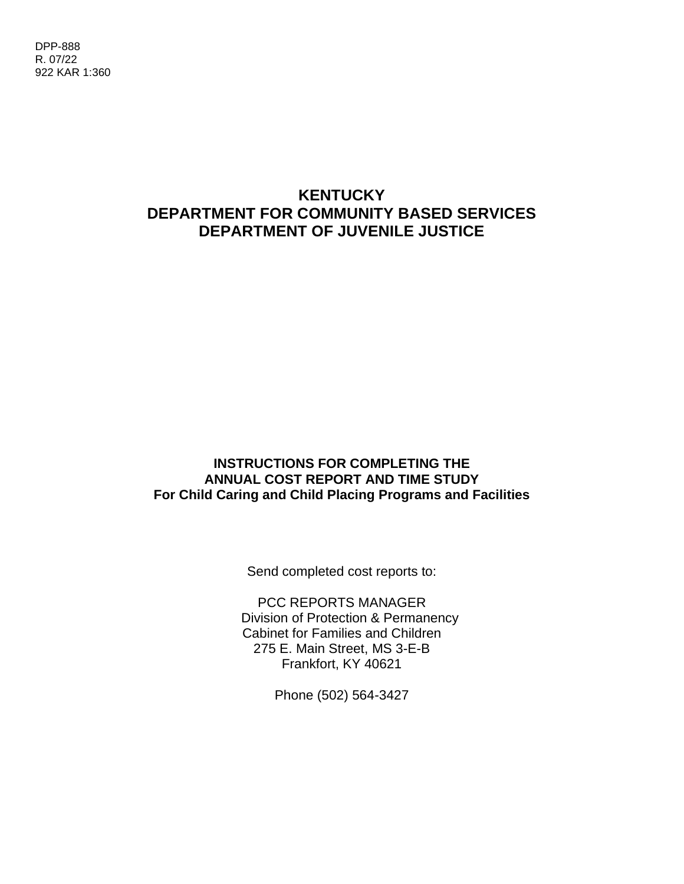DPP-888
R. 07/22
922 KAR 1:360

# KENTUCKY
# DEPARTMENT FOR COMMUNITY BASED SERVICES
# DEPARTMENT OF JUVENILE JUSTICE

## INSTRUCTIONS FOR COMPLETING THE ANNUAL COST REPORT AND TIME STUDY
## For Child Caring and Child Placing Programs and Facilities

Send completed cost reports to:

PCC REPORTS MANAGER
Division of Protection & Permanency
Cabinet for Families and Children
275 E. Main Street, MS 3-E-B
Frankfort, KY 40621

Phone (502) 564-3427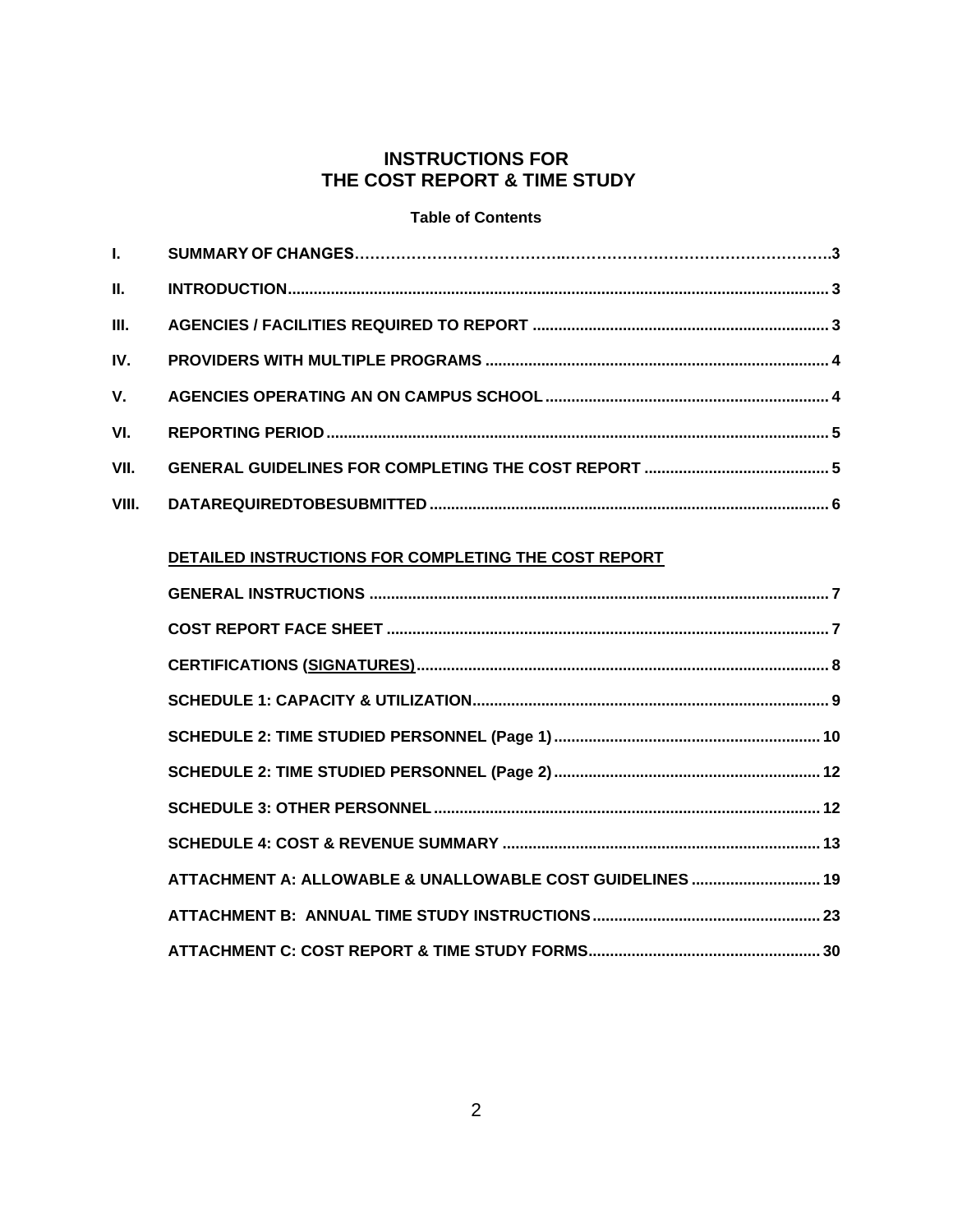# INSTRUCTIONS FOR THE COST REPORT & TIME STUDY

**Table of Contents**

| | | |
|---|---|---|
| **I.** | **SUMMARY OF CHANGES** | **3** |
| **II.** | **INTRODUCTION** | **3** |
| **III.** | **AGENCIES / FACILITIES REQUIRED TO REPORT** | **3** |
| **IV.** | **PROVIDERS WITH MULTIPLE PROGRAMS** | **4** |
| **V.** | **AGENCIES OPERATING AN ON CAMPUS SCHOOL** | **4** |
| **VI.** | **REPORTING PERIOD** | **5** |
| **VII.** | **GENERAL GUIDELINES FOR COMPLETING THE COST REPORT** | **5** |
| **VIII.** | **DATAREQUIREDTOBESUBMITTED** | **6** |

**DETAILED INSTRUCTIONS FOR COMPLETING THE COST REPORT**

| | |
|---|---|
| **GENERAL INSTRUCTIONS** | **7** |
| **COST REPORT FACE SHEET** | **7** |
| **CERTIFICATIONS (SIGNATURES)** | **8** |
| **SCHEDULE 1: CAPACITY & UTILIZATION** | **9** |
| **SCHEDULE 2: TIME STUDIED PERSONNEL (Page 1)** | **10** |
| **SCHEDULE 2: TIME STUDIED PERSONNEL (Page 2)** | **12** |
| **SCHEDULE 3: OTHER PERSONNEL** | **12** |
| **SCHEDULE 4: COST & REVENUE SUMMARY** | **13** |
| **ATTACHMENT A: ALLOWABLE & UNALLOWABLE COST GUIDELINES** | **19** |
| **ATTACHMENT B: ANNUAL TIME STUDY INSTRUCTIONS** | **23** |
| **ATTACHMENT C: COST REPORT & TIME STUDY FORMS** | **30** |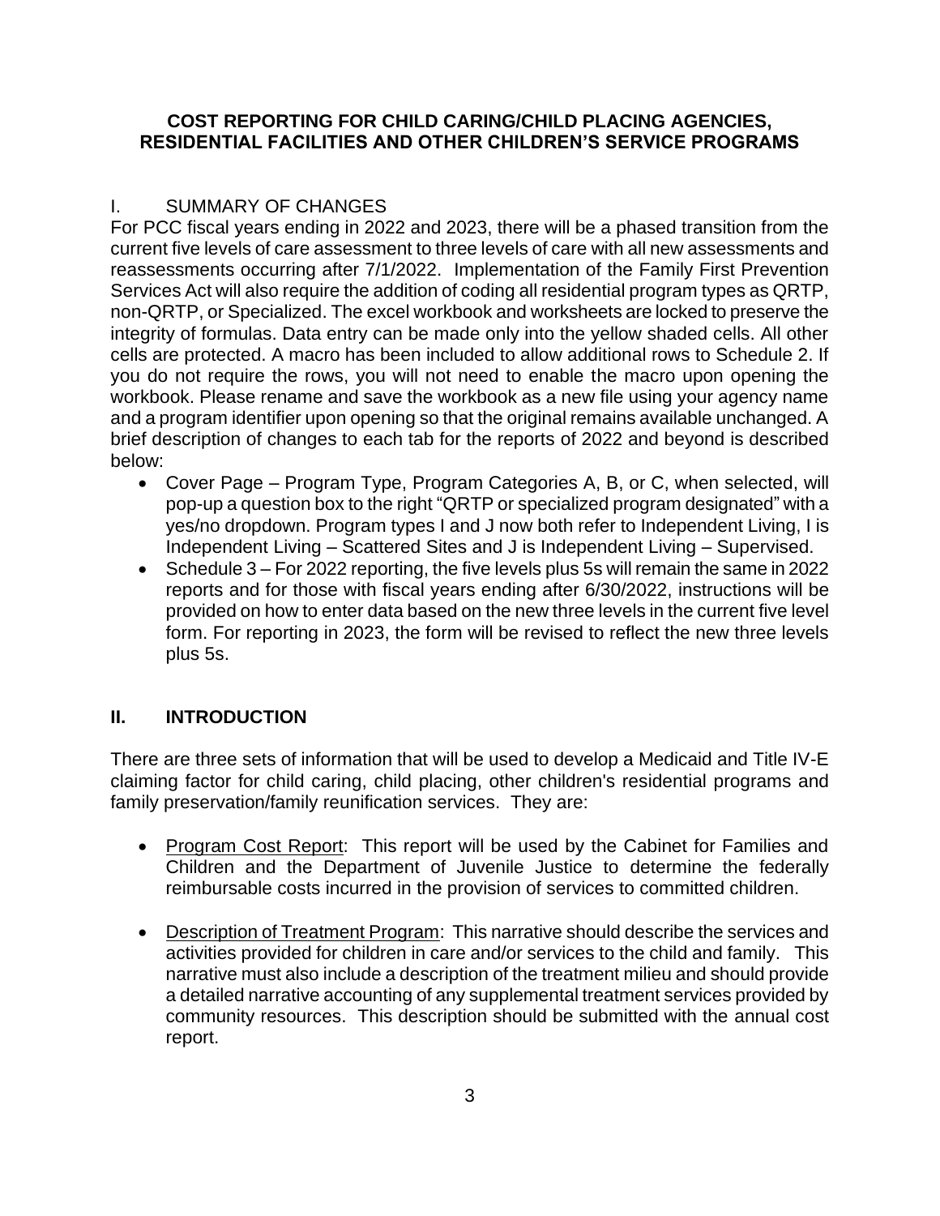**COST REPORTING FOR CHILD CARING/CHILD PLACING AGENCIES, RESIDENTIAL FACILITIES AND OTHER CHILDREN'S SERVICE PROGRAMS**

## I. SUMMARY OF CHANGES

For PCC fiscal years ending in 2022 and 2023, there will be a phased transition from the current five levels of care assessment to three levels of care with all new assessments and reassessments occurring after 7/1/2022. Implementation of the Family First Prevention Services Act will also require the addition of coding all residential program types as QRTP, non-QRTP, or Specialized. The excel workbook and worksheets are locked to preserve the integrity of formulas. Data entry can be made only into the yellow shaded cells. All other cells are protected. A macro has been included to allow additional rows to Schedule 2. If you do not require the rows, you will not need to enable the macro upon opening the workbook. Please rename and save the workbook as a new file using your agency name and a program identifier upon opening so that the original remains available unchanged. A brief description of changes to each tab for the reports of 2022 and beyond is described below:

- Cover Page – Program Type, Program Categories A, B, or C, when selected, will pop-up a question box to the right "QRTP or specialized program designated" with a yes/no dropdown. Program types I and J now both refer to Independent Living, I is Independent Living – Scattered Sites and J is Independent Living – Supervised.
- Schedule 3 – For 2022 reporting, the five levels plus 5s will remain the same in 2022 reports and for those with fiscal years ending after 6/30/2022, instructions will be provided on how to enter data based on the new three levels in the current five level form. For reporting in 2023, the form will be revised to reflect the new three levels plus 5s.

## II. INTRODUCTION

There are three sets of information that will be used to develop a Medicaid and Title IV-E claiming factor for child caring, child placing, other children's residential programs and family preservation/family reunification services. They are:

- Program Cost Report: This report will be used by the Cabinet for Families and Children and the Department of Juvenile Justice to determine the federally reimbursable costs incurred in the provision of services to committed children.
- Description of Treatment Program: This narrative should describe the services and activities provided for children in care and/or services to the child and family. This narrative must also include a description of the treatment milieu and should provide a detailed narrative accounting of any supplemental treatment services provided by community resources. This description should be submitted with the annual cost report.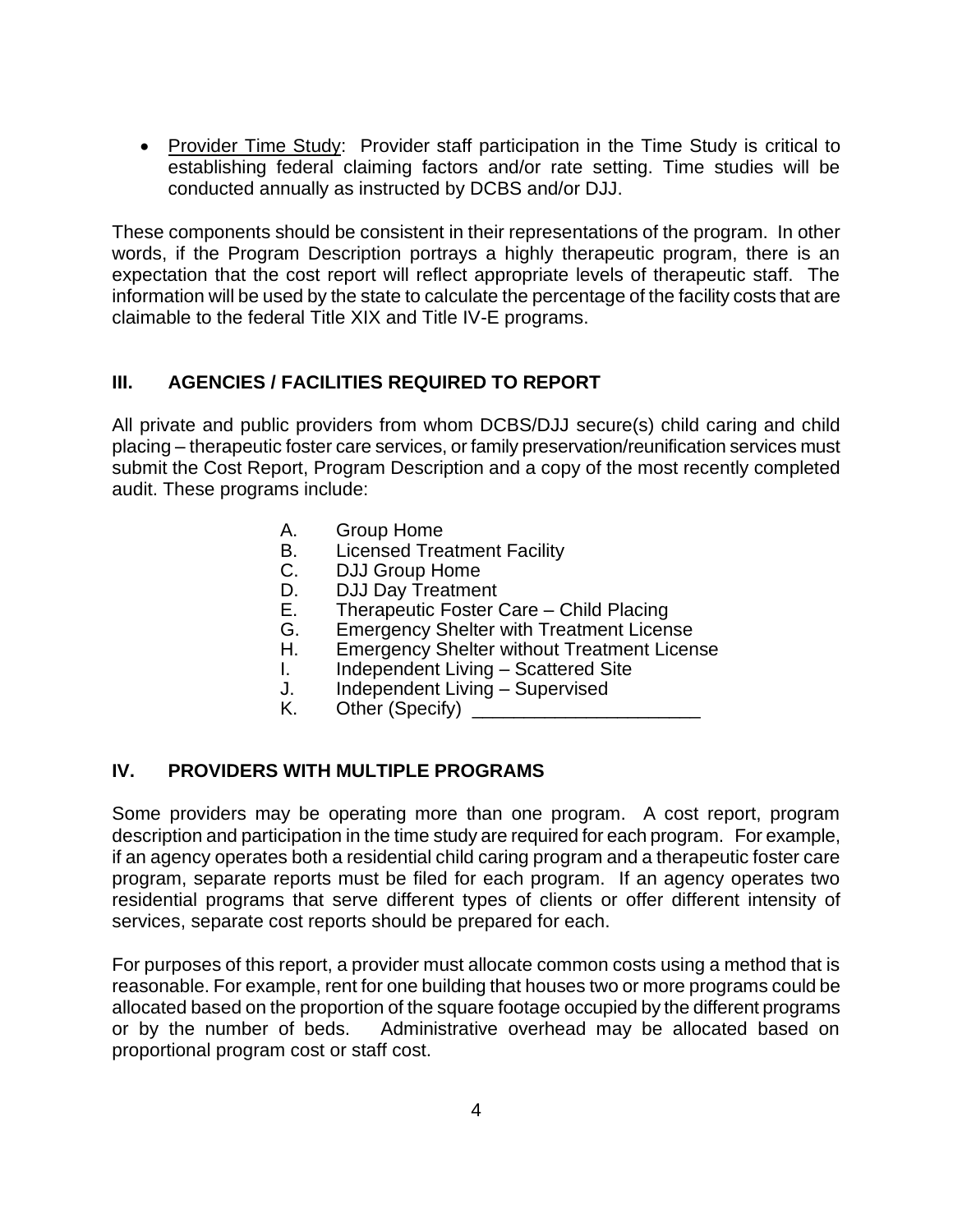- Provider Time Study: Provider staff participation in the Time Study is critical to establishing federal claiming factors and/or rate setting. Time studies will be conducted annually as instructed by DCBS and/or DJJ.

These components should be consistent in their representations of the program. In other words, if the Program Description portrays a highly therapeutic program, there is an expectation that the cost report will reflect appropriate levels of therapeutic staff. The information will be used by the state to calculate the percentage of the facility costs that are claimable to the federal Title XIX and Title IV-E programs.

## III. AGENCIES / FACILITIES REQUIRED TO REPORT

All private and public providers from whom DCBS/DJJ secure(s) child caring and child placing – therapeutic foster care services, or family preservation/reunification services must submit the Cost Report, Program Description and a copy of the most recently completed audit. These programs include:

A. Group Home
B. Licensed Treatment Facility
C. DJJ Group Home
D. DJJ Day Treatment
E. Therapeutic Foster Care – Child Placing
G. Emergency Shelter with Treatment License
H. Emergency Shelter without Treatment License
I. Independent Living – Scattered Site
J. Independent Living – Supervised
K. Other (Specify) ______________________

## IV. PROVIDERS WITH MULTIPLE PROGRAMS

Some providers may be operating more than one program. A cost report, program description and participation in the time study are required for each program. For example, if an agency operates both a residential child caring program and a therapeutic foster care program, separate reports must be filed for each program. If an agency operates two residential programs that serve different types of clients or offer different intensity of services, separate cost reports should be prepared for each.

For purposes of this report, a provider must allocate common costs using a method that is reasonable. For example, rent for one building that houses two or more programs could be allocated based on the proportion of the square footage occupied by the different programs or by the number of beds. Administrative overhead may be allocated based on proportional program cost or staff cost.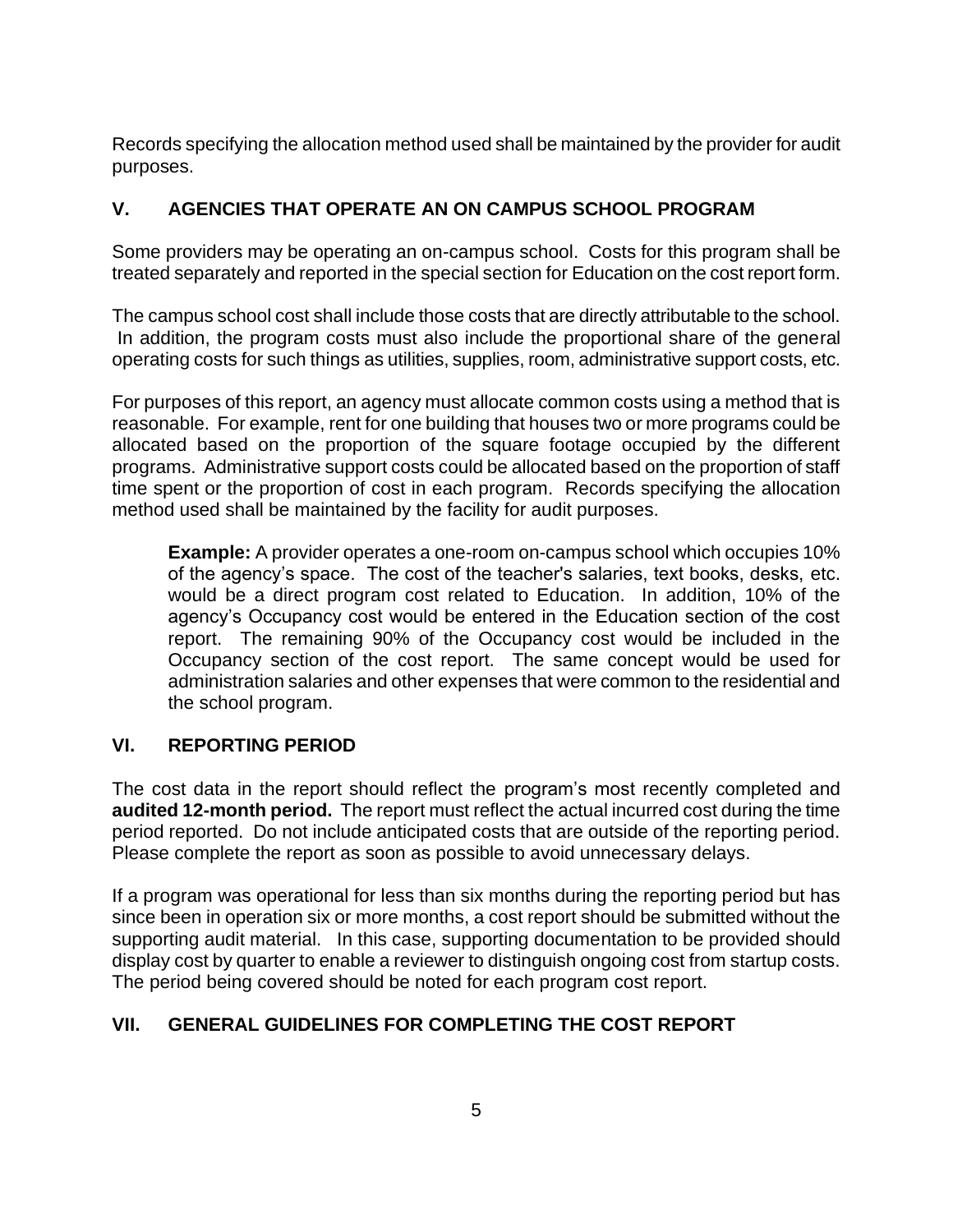Records specifying the allocation method used shall be maintained by the provider for audit purposes.

## V. AGENCIES THAT OPERATE AN ON CAMPUS SCHOOL PROGRAM

Some providers may be operating an on-campus school. Costs for this program shall be treated separately and reported in the special section for Education on the cost report form.

The campus school cost shall include those costs that are directly attributable to the school. In addition, the program costs must also include the proportional share of the general operating costs for such things as utilities, supplies, room, administrative support costs, etc.

For purposes of this report, an agency must allocate common costs using a method that is reasonable. For example, rent for one building that houses two or more programs could be allocated based on the proportion of the square footage occupied by the different programs. Administrative support costs could be allocated based on the proportion of staff time spent or the proportion of cost in each program. Records specifying the allocation method used shall be maintained by the facility for audit purposes.

> **Example:** A provider operates a one-room on-campus school which occupies 10% of the agency's space. The cost of the teacher's salaries, text books, desks, etc. would be a direct program cost related to Education. In addition, 10% of the agency's Occupancy cost would be entered in the Education section of the cost report. The remaining 90% of the Occupancy cost would be included in the Occupancy section of the cost report. The same concept would be used for administration salaries and other expenses that were common to the residential and the school program.

## VI. REPORTING PERIOD

The cost data in the report should reflect the program's most recently completed and **audited 12-month period.** The report must reflect the actual incurred cost during the time period reported. Do not include anticipated costs that are outside of the reporting period. Please complete the report as soon as possible to avoid unnecessary delays.

If a program was operational for less than six months during the reporting period but has since been in operation six or more months, a cost report should be submitted without the supporting audit material. In this case, supporting documentation to be provided should display cost by quarter to enable a reviewer to distinguish ongoing cost from startup costs. The period being covered should be noted for each program cost report.

## VII. GENERAL GUIDELINES FOR COMPLETING THE COST REPORT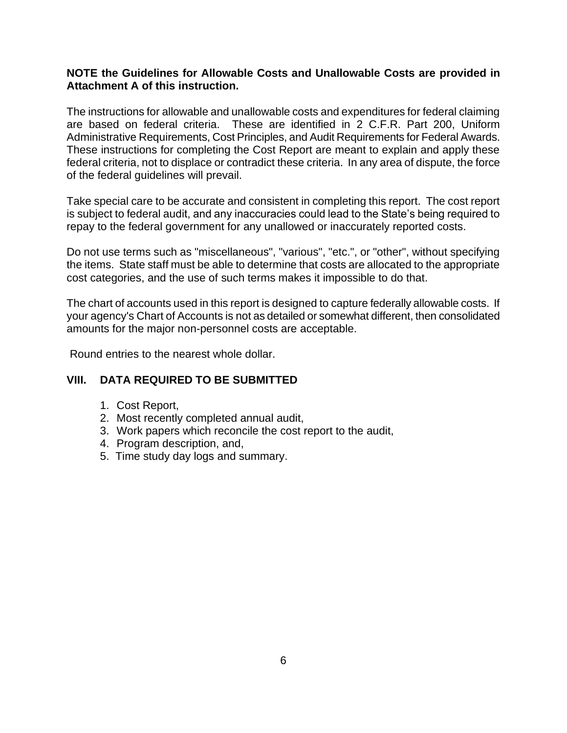**NOTE the Guidelines for Allowable Costs and Unallowable Costs are provided in Attachment A of this instruction.**

The instructions for allowable and unallowable costs and expenditures for federal claiming are based on federal criteria. These are identified in 2 C.F.R. Part 200, Uniform Administrative Requirements, Cost Principles, and Audit Requirements for Federal Awards. These instructions for completing the Cost Report are meant to explain and apply these federal criteria, not to displace or contradict these criteria. In any area of dispute, the force of the federal guidelines will prevail.

Take special care to be accurate and consistent in completing this report. The cost report is subject to federal audit, and any inaccuracies could lead to the State's being required to repay to the federal government for any unallowed or inaccurately reported costs.

Do not use terms such as "miscellaneous", "various", "etc.", or "other", without specifying the items. State staff must be able to determine that costs are allocated to the appropriate cost categories, and the use of such terms makes it impossible to do that.

The chart of accounts used in this report is designed to capture federally allowable costs. If your agency's Chart of Accounts is not as detailed or somewhat different, then consolidated amounts for the major non-personnel costs are acceptable.

Round entries to the nearest whole dollar.

## VIII. DATA REQUIRED TO BE SUBMITTED

1. Cost Report,
2. Most recently completed annual audit,
3. Work papers which reconcile the cost report to the audit,
4. Program description, and,
5. Time study day logs and summary.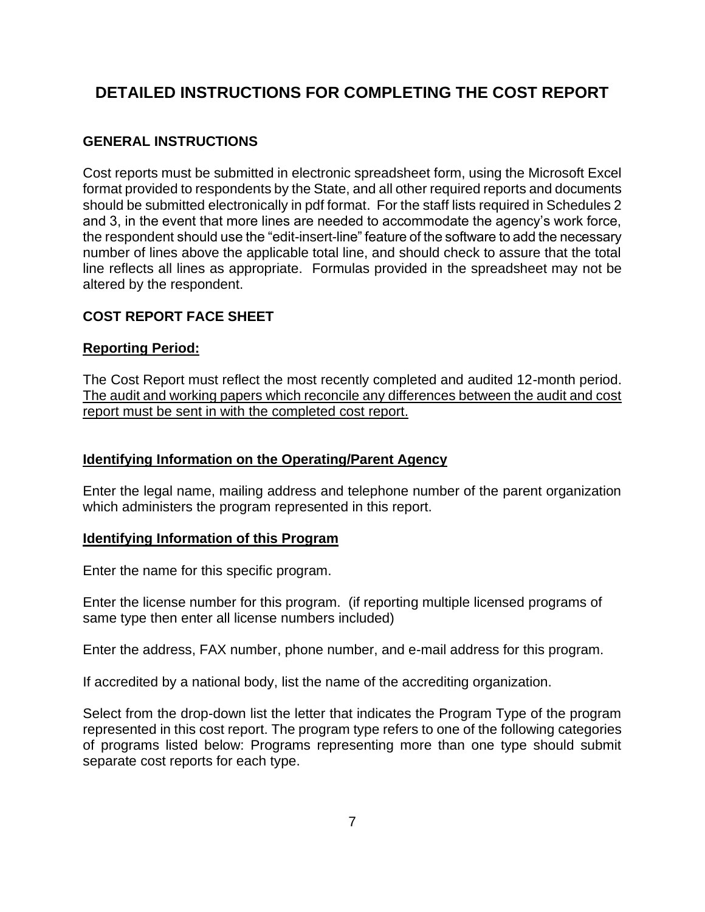# DETAILED INSTRUCTIONS FOR COMPLETING THE COST REPORT

## GENERAL INSTRUCTIONS

Cost reports must be submitted in electronic spreadsheet form, using the Microsoft Excel format provided to respondents by the State, and all other required reports and documents should be submitted electronically in pdf format. For the staff lists required in Schedules 2 and 3, in the event that more lines are needed to accommodate the agency's work force, the respondent should use the "edit-insert-line" feature of the software to add the necessary number of lines above the applicable total line, and should check to assure that the total line reflects all lines as appropriate. Formulas provided in the spreadsheet may not be altered by the respondent.

## COST REPORT FACE SHEET

### Reporting Period:

The Cost Report must reflect the most recently completed and audited 12-month period. The audit and working papers which reconcile any differences between the audit and cost report must be sent in with the completed cost report.

### Identifying Information on the Operating/Parent Agency

Enter the legal name, mailing address and telephone number of the parent organization which administers the program represented in this report.

### Identifying Information of this Program

Enter the name for this specific program.

Enter the license number for this program. (if reporting multiple licensed programs of same type then enter all license numbers included)

Enter the address, FAX number, phone number, and e-mail address for this program.

If accredited by a national body, list the name of the accrediting organization.

Select from the drop-down list the letter that indicates the Program Type of the program represented in this cost report. The program type refers to one of the following categories of programs listed below: Programs representing more than one type should submit separate cost reports for each type.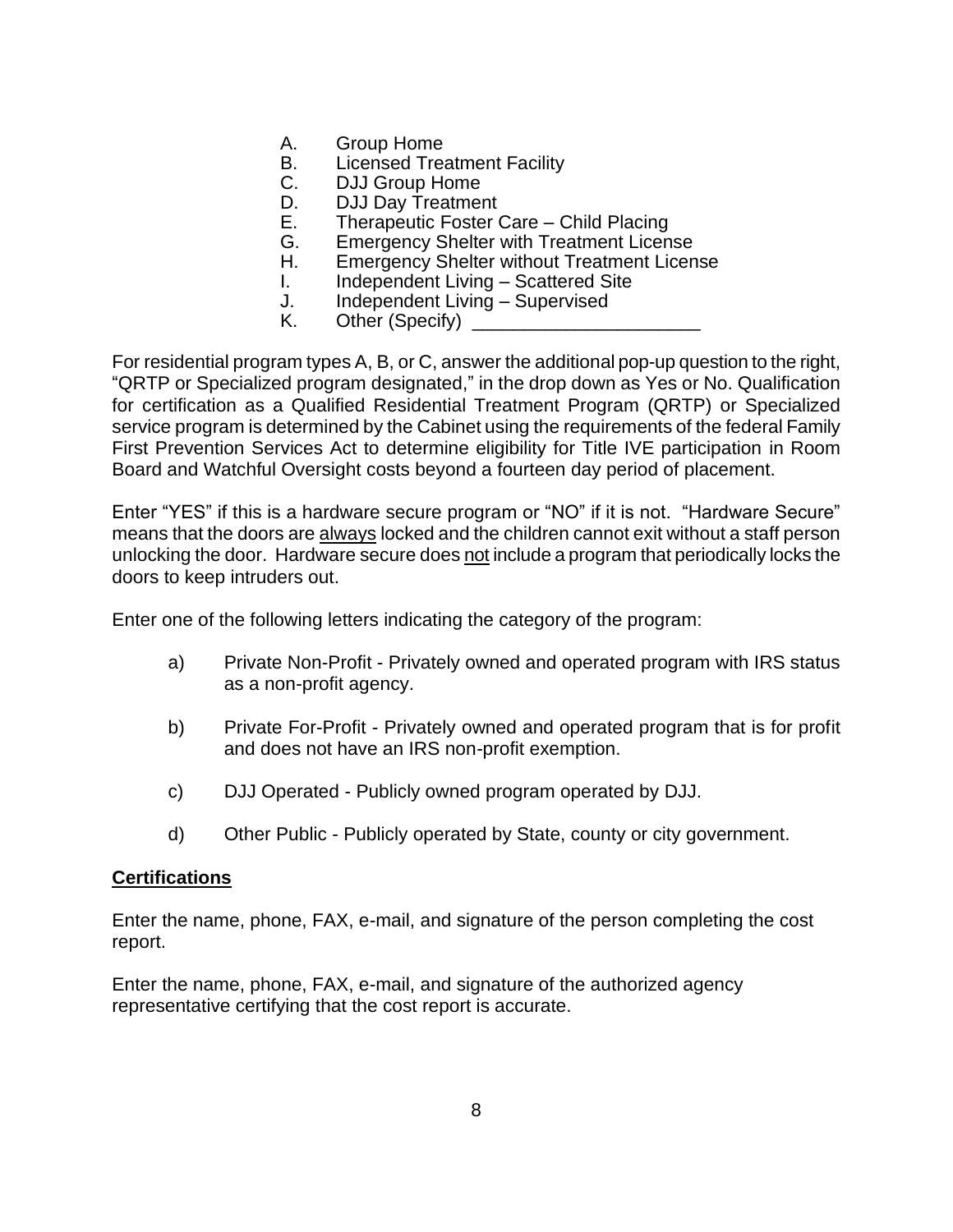A. Group Home
B. Licensed Treatment Facility
C. DJJ Group Home
D. DJJ Day Treatment
E. Therapeutic Foster Care – Child Placing
G. Emergency Shelter with Treatment License
H. Emergency Shelter without Treatment License
I. Independent Living – Scattered Site
J. Independent Living – Supervised
K. Other (Specify) ______________________

For residential program types A, B, or C, answer the additional pop-up question to the right, "QRTP or Specialized program designated," in the drop down as Yes or No. Qualification for certification as a Qualified Residential Treatment Program (QRTP) or Specialized service program is determined by the Cabinet using the requirements of the federal Family First Prevention Services Act to determine eligibility for Title IVE participation in Room Board and Watchful Oversight costs beyond a fourteen day period of placement.

Enter "YES" if this is a hardware secure program or "NO" if it is not. "Hardware Secure" means that the doors are <u>always</u> locked and the children cannot exit without a staff person unlocking the door. Hardware secure does <u>not</u> include a program that periodically locks the doors to keep intruders out.

Enter one of the following letters indicating the category of the program:

a) Private Non-Profit - Privately owned and operated program with IRS status as a non-profit agency.

b) Private For-Profit - Privately owned and operated program that is for profit and does not have an IRS non-profit exemption.

c) DJJ Operated - Publicly owned program operated by DJJ.

d) Other Public - Publicly operated by State, county or city government.

**<u>Certifications</u>**

Enter the name, phone, FAX, e-mail, and signature of the person completing the cost report.

Enter the name, phone, FAX, e-mail, and signature of the authorized agency representative certifying that the cost report is accurate.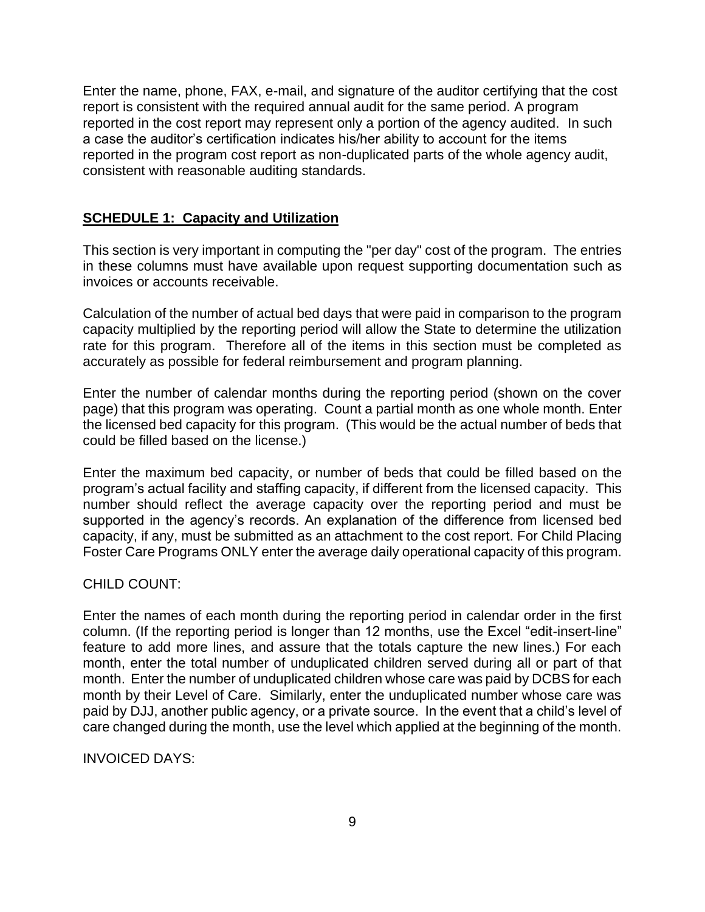Enter the name, phone, FAX, e-mail, and signature of the auditor certifying that the cost report is consistent with the required annual audit for the same period. A program reported in the cost report may represent only a portion of the agency audited. In such a case the auditor's certification indicates his/her ability to account for the items reported in the program cost report as non-duplicated parts of the whole agency audit, consistent with reasonable auditing standards.

## **SCHEDULE 1: Capacity and Utilization**

This section is very important in computing the "per day" cost of the program. The entries in these columns must have available upon request supporting documentation such as invoices or accounts receivable.

Calculation of the number of actual bed days that were paid in comparison to the program capacity multiplied by the reporting period will allow the State to determine the utilization rate for this program. Therefore all of the items in this section must be completed as accurately as possible for federal reimbursement and program planning.

Enter the number of calendar months during the reporting period (shown on the cover page) that this program was operating. Count a partial month as one whole month. Enter the licensed bed capacity for this program. (This would be the actual number of beds that could be filled based on the license.)

Enter the maximum bed capacity, or number of beds that could be filled based on the program's actual facility and staffing capacity, if different from the licensed capacity. This number should reflect the average capacity over the reporting period and must be supported in the agency's records. An explanation of the difference from licensed bed capacity, if any, must be submitted as an attachment to the cost report. For Child Placing Foster Care Programs ONLY enter the average daily operational capacity of this program.

CHILD COUNT:

Enter the names of each month during the reporting period in calendar order in the first column. (If the reporting period is longer than 12 months, use the Excel "edit-insert-line" feature to add more lines, and assure that the totals capture the new lines.) For each month, enter the total number of unduplicated children served during all or part of that month. Enter the number of unduplicated children whose care was paid by DCBS for each month by their Level of Care. Similarly, enter the unduplicated number whose care was paid by DJJ, another public agency, or a private source. In the event that a child's level of care changed during the month, use the level which applied at the beginning of the month.

INVOICED DAYS: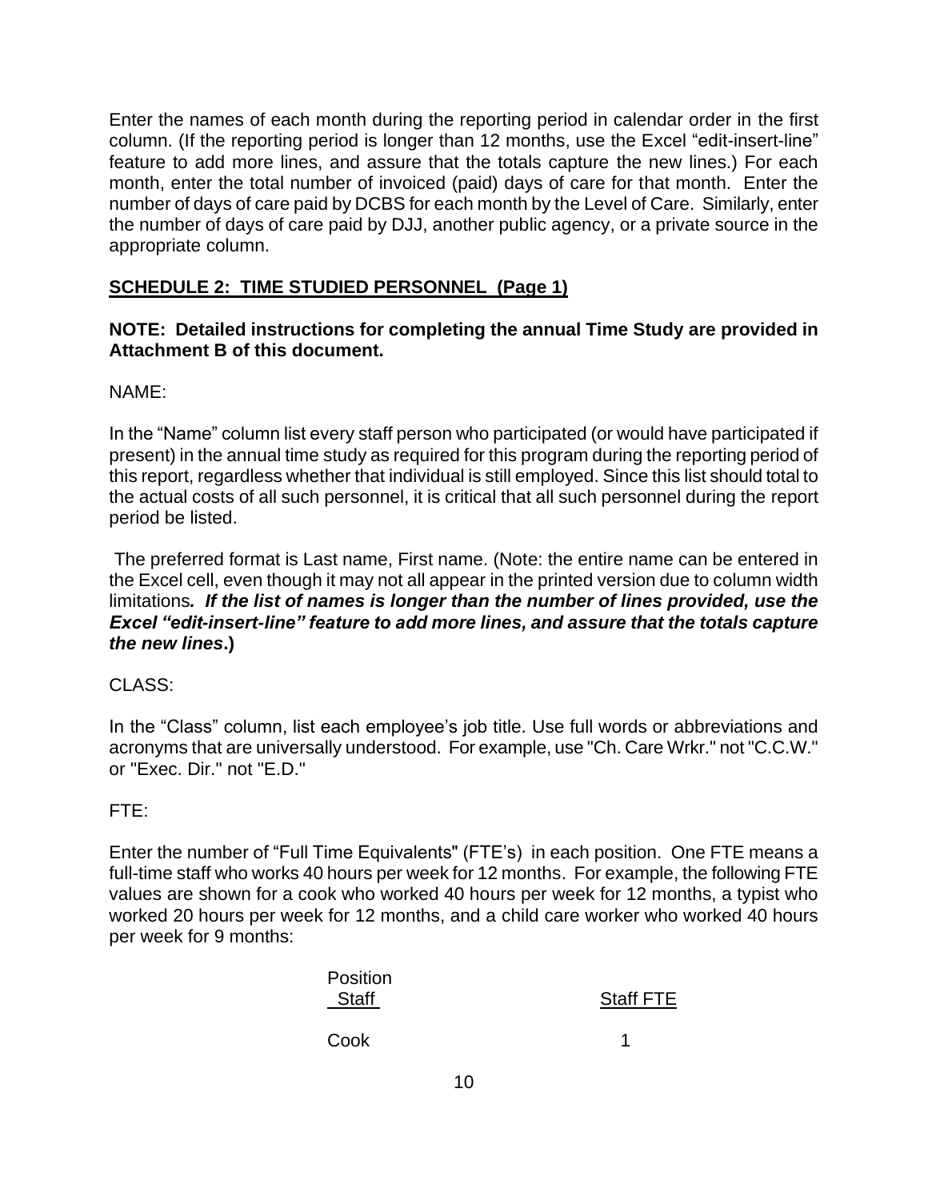Enter the names of each month during the reporting period in calendar order in the first column. (If the reporting period is longer than 12 months, use the Excel "edit-insert-line" feature to add more lines, and assure that the totals capture the new lines.) For each month, enter the total number of invoiced (paid) days of care for that month. Enter the number of days of care paid by DCBS for each month by the Level of Care. Similarly, enter the number of days of care paid by DJJ, another public agency, or a private source in the appropriate column.

## SCHEDULE 2: TIME STUDIED PERSONNEL (Page 1)

**NOTE: Detailed instructions for completing the annual Time Study are provided in Attachment B of this document.**

NAME:

In the "Name" column list every staff person who participated (or would have participated if present) in the annual time study as required for this program during the reporting period of this report, regardless whether that individual is still employed. Since this list should total to the actual costs of all such personnel, it is critical that all such personnel during the report period be listed.

The preferred format is Last name, First name. (Note: the entire name can be entered in the Excel cell, even though it may not all appear in the printed version due to column width limitations***. If the list of names is longer than the number of lines provided, use the Excel "edit-insert-line" feature to add more lines, and assure that the totals capture the new lines*****.)**

CLASS:

In the "Class" column, list each employee's job title. Use full words or abbreviations and acronyms that are universally understood. For example, use "Ch. Care Wrkr." not "C.C.W." or "Exec. Dir." not "E.D."

FTE:

Enter the number of "Full Time Equivalents" (FTE's) in each position. One FTE means a full-time staff who works 40 hours per week for 12 months. For example, the following FTE values are shown for a cook who worked 40 hours per week for 12 months, a typist who worked 20 hours per week for 12 months, and a child care worker who worked 40 hours per week for 9 months:

| Position Staff | Staff FTE |
|---|---|
| Cook | 1 |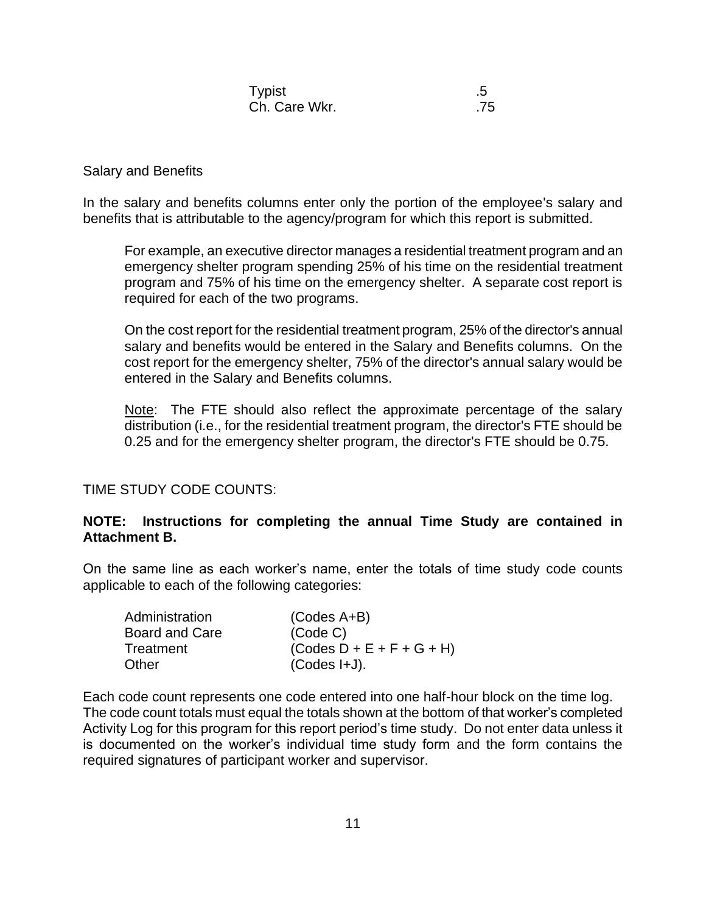| | |
|---|---|
| Typist | .5 |
| Ch. Care Wkr. | .75 |

Salary and Benefits

In the salary and benefits columns enter only the portion of the employee's salary and benefits that is attributable to the agency/program for which this report is submitted.

> For example, an executive director manages a residential treatment program and an emergency shelter program spending 25% of his time on the residential treatment program and 75% of his time on the emergency shelter. A separate cost report is required for each of the two programs.
>
> On the cost report for the residential treatment program, 25% of the director's annual salary and benefits would be entered in the Salary and Benefits columns. On the cost report for the emergency shelter, 75% of the director's annual salary would be entered in the Salary and Benefits columns.
>
> Note: The FTE should also reflect the approximate percentage of the salary distribution (i.e., for the residential treatment program, the director's FTE should be 0.25 and for the emergency shelter program, the director's FTE should be 0.75.

TIME STUDY CODE COUNTS:

**NOTE: Instructions for completing the annual Time Study are contained in Attachment B.**

On the same line as each worker's name, enter the totals of time study code counts applicable to each of the following categories:

| | |
|---|---|
| Administration | (Codes A+B) |
| Board and Care | (Code C) |
| Treatment | (Codes D + E + F + G + H) |
| Other | (Codes I+J). |

Each code count represents one code entered into one half-hour block on the time log. The code count totals must equal the totals shown at the bottom of that worker's completed Activity Log for this program for this report period's time study. Do not enter data unless it is documented on the worker's individual time study form and the form contains the required signatures of participant worker and supervisor.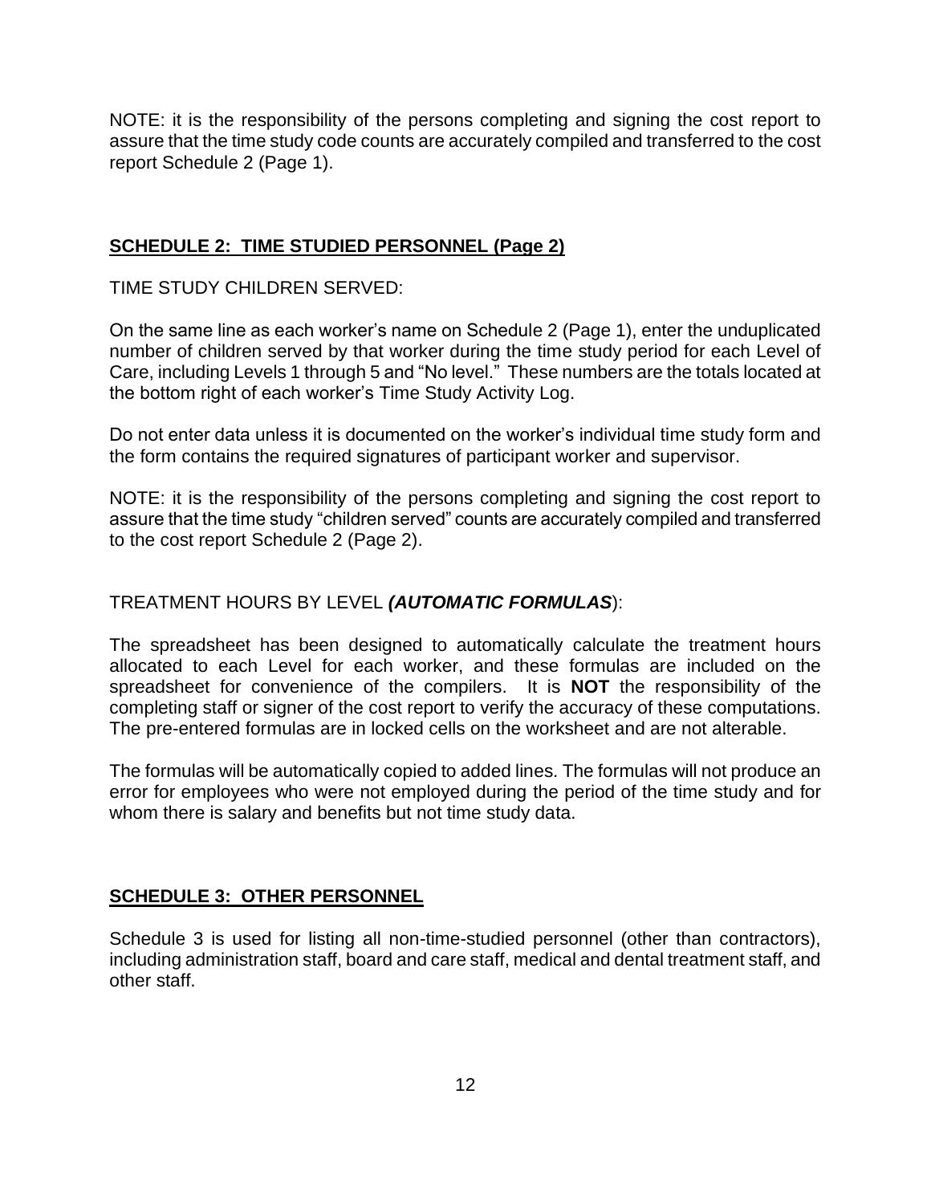NOTE: it is the responsibility of the persons completing and signing the cost report to assure that the time study code counts are accurately compiled and transferred to the cost report Schedule 2 (Page 1).

## SCHEDULE 2: TIME STUDIED PERSONNEL (Page 2)

TIME STUDY CHILDREN SERVED:

On the same line as each worker's name on Schedule 2 (Page 1), enter the unduplicated number of children served by that worker during the time study period for each Level of Care, including Levels 1 through 5 and "No level." These numbers are the totals located at the bottom right of each worker's Time Study Activity Log.

Do not enter data unless it is documented on the worker's individual time study form and the form contains the required signatures of participant worker and supervisor.

NOTE: it is the responsibility of the persons completing and signing the cost report to assure that the time study "children served" counts are accurately compiled and transferred to the cost report Schedule 2 (Page 2).

TREATMENT HOURS BY LEVEL ***(AUTOMATIC FORMULAS***):

The spreadsheet has been designed to automatically calculate the treatment hours allocated to each Level for each worker, and these formulas are included on the spreadsheet for convenience of the compilers. It is **NOT** the responsibility of the completing staff or signer of the cost report to verify the accuracy of these computations. The pre-entered formulas are in locked cells on the worksheet and are not alterable.

The formulas will be automatically copied to added lines. The formulas will not produce an error for employees who were not employed during the period of the time study and for whom there is salary and benefits but not time study data.

## SCHEDULE 3: OTHER PERSONNEL

Schedule 3 is used for listing all non-time-studied personnel (other than contractors), including administration staff, board and care staff, medical and dental treatment staff, and other staff.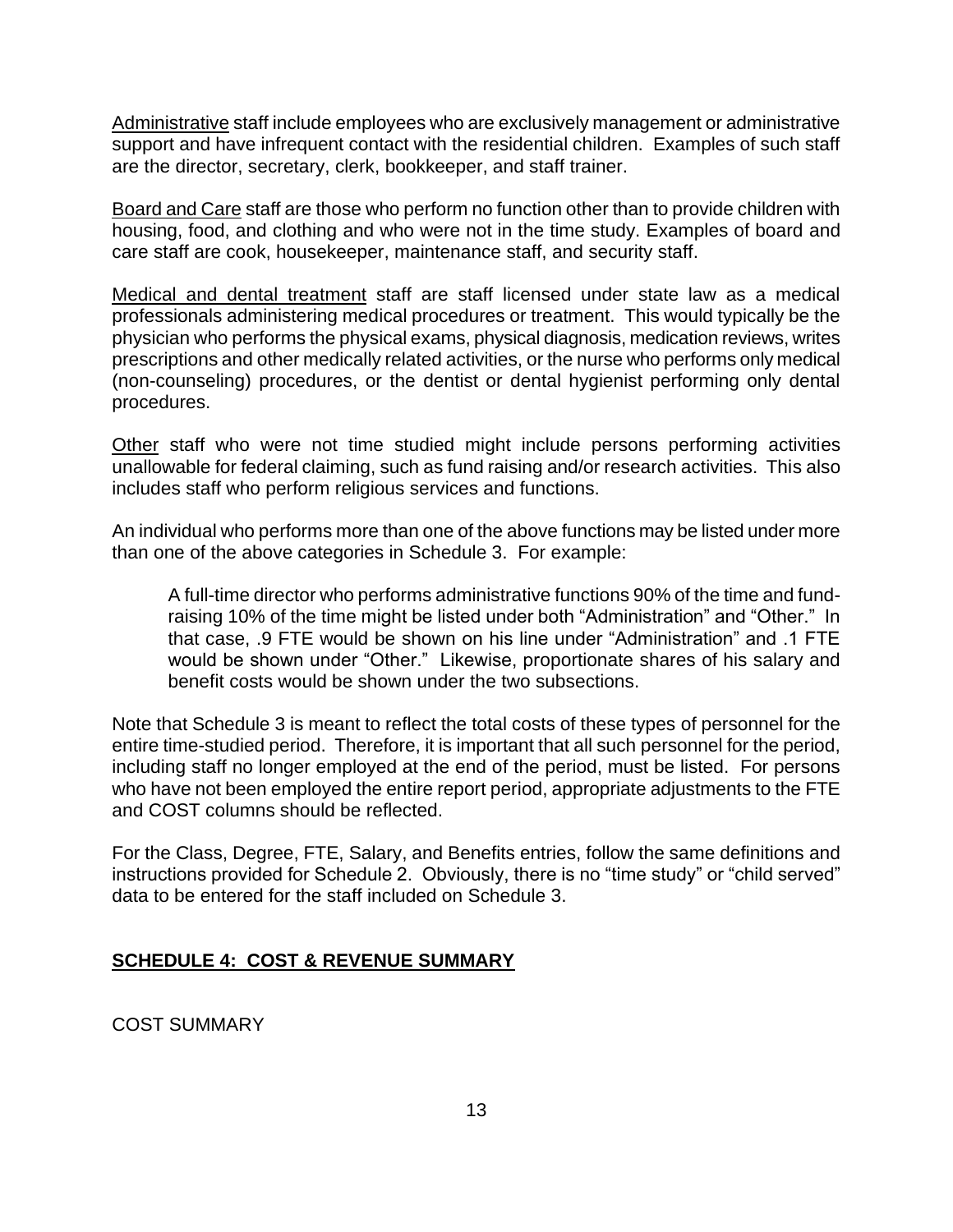<u>Administrative</u> staff include employees who are exclusively management or administrative support and have infrequent contact with the residential children. Examples of such staff are the director, secretary, clerk, bookkeeper, and staff trainer.

<u>Board and Care</u> staff are those who perform no function other than to provide children with housing, food, and clothing and who were not in the time study. Examples of board and care staff are cook, housekeeper, maintenance staff, and security staff.

<u>Medical and dental treatment</u> staff are staff licensed under state law as a medical professionals administering medical procedures or treatment. This would typically be the physician who performs the physical exams, physical diagnosis, medication reviews, writes prescriptions and other medically related activities, or the nurse who performs only medical (non-counseling) procedures, or the dentist or dental hygienist performing only dental procedures.

<u>Other</u> staff who were not time studied might include persons performing activities unallowable for federal claiming, such as fund raising and/or research activities. This also includes staff who perform religious services and functions.

An individual who performs more than one of the above functions may be listed under more than one of the above categories in Schedule 3. For example:

> A full-time director who performs administrative functions 90% of the time and fund-raising 10% of the time might be listed under both "Administration" and "Other." In that case, .9 FTE would be shown on his line under "Administration" and .1 FTE would be shown under "Other." Likewise, proportionate shares of his salary and benefit costs would be shown under the two subsections.

Note that Schedule 3 is meant to reflect the total costs of these types of personnel for the entire time-studied period. Therefore, it is important that all such personnel for the period, including staff no longer employed at the end of the period, must be listed. For persons who have not been employed the entire report period, appropriate adjustments to the FTE and COST columns should be reflected.

For the Class, Degree, FTE, Salary, and Benefits entries, follow the same definitions and instructions provided for Schedule 2. Obviously, there is no "time study" or "child served" data to be entered for the staff included on Schedule 3.

## <u>SCHEDULE 4: COST & REVENUE SUMMARY</u>

COST SUMMARY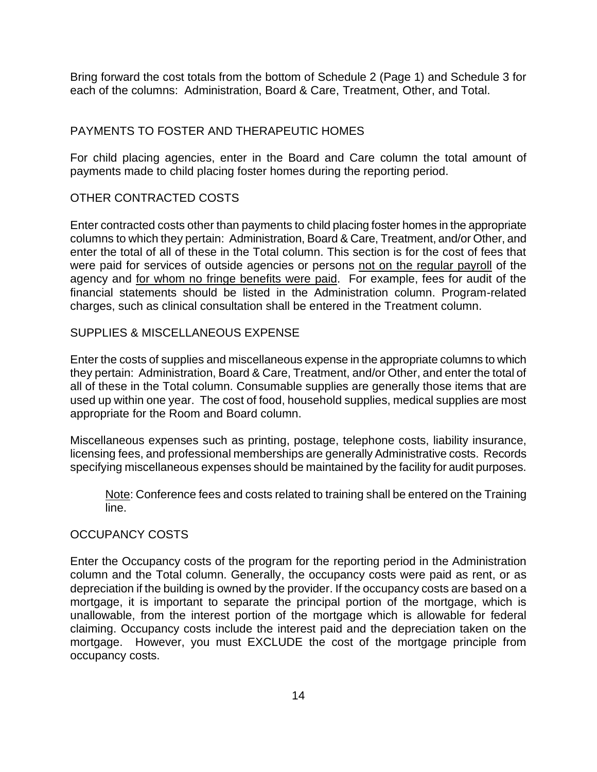Bring forward the cost totals from the bottom of Schedule 2 (Page 1) and Schedule 3 for each of the columns: Administration, Board & Care, Treatment, Other, and Total.

## PAYMENTS TO FOSTER AND THERAPEUTIC HOMES

For child placing agencies, enter in the Board and Care column the total amount of payments made to child placing foster homes during the reporting period.

## OTHER CONTRACTED COSTS

Enter contracted costs other than payments to child placing foster homes in the appropriate columns to which they pertain: Administration, Board & Care, Treatment, and/or Other, and enter the total of all of these in the Total column. This section is for the cost of fees that were paid for services of outside agencies or persons <u>not on the regular payroll</u> of the agency and <u>for whom no fringe benefits were paid</u>. For example, fees for audit of the financial statements should be listed in the Administration column. Program-related charges, such as clinical consultation shall be entered in the Treatment column.

## SUPPLIES & MISCELLANEOUS EXPENSE

Enter the costs of supplies and miscellaneous expense in the appropriate columns to which they pertain: Administration, Board & Care, Treatment, and/or Other, and enter the total of all of these in the Total column. Consumable supplies are generally those items that are used up within one year. The cost of food, household supplies, medical supplies are most appropriate for the Room and Board column.

Miscellaneous expenses such as printing, postage, telephone costs, liability insurance, licensing fees, and professional memberships are generally Administrative costs. Records specifying miscellaneous expenses should be maintained by the facility for audit purposes.

> <u>Note</u>: Conference fees and costs related to training shall be entered on the Training line.

## OCCUPANCY COSTS

Enter the Occupancy costs of the program for the reporting period in the Administration column and the Total column. Generally, the occupancy costs were paid as rent, or as depreciation if the building is owned by the provider. If the occupancy costs are based on a mortgage, it is important to separate the principal portion of the mortgage, which is unallowable, from the interest portion of the mortgage which is allowable for federal claiming. Occupancy costs include the interest paid and the depreciation taken on the mortgage. However, you must EXCLUDE the cost of the mortgage principle from occupancy costs.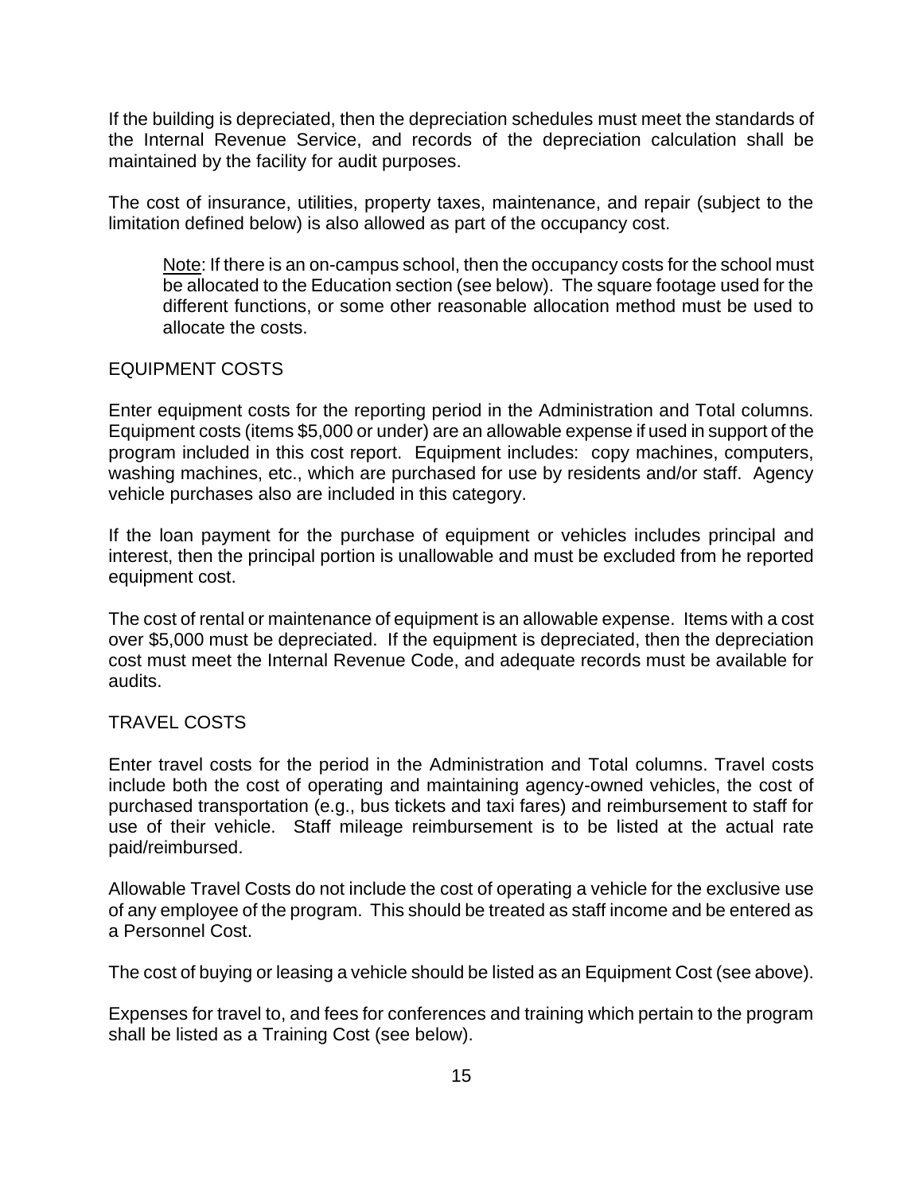If the building is depreciated, then the depreciation schedules must meet the standards of the Internal Revenue Service, and records of the depreciation calculation shall be maintained by the facility for audit purposes.

The cost of insurance, utilities, property taxes, maintenance, and repair (subject to the limitation defined below) is also allowed as part of the occupancy cost.

> Note: If there is an on-campus school, then the occupancy costs for the school must be allocated to the Education section (see below). The square footage used for the different functions, or some other reasonable allocation method must be used to allocate the costs.

## EQUIPMENT COSTS

Enter equipment costs for the reporting period in the Administration and Total columns. Equipment costs (items $5,000 or under) are an allowable expense if used in support of the program included in this cost report. Equipment includes: copy machines, computers, washing machines, etc., which are purchased for use by residents and/or staff. Agency vehicle purchases also are included in this category.

If the loan payment for the purchase of equipment or vehicles includes principal and interest, then the principal portion is unallowable and must be excluded from he reported equipment cost.

The cost of rental or maintenance of equipment is an allowable expense. Items with a cost over $5,000 must be depreciated. If the equipment is depreciated, then the depreciation cost must meet the Internal Revenue Code, and adequate records must be available for audits.

## TRAVEL COSTS

Enter travel costs for the period in the Administration and Total columns. Travel costs include both the cost of operating and maintaining agency-owned vehicles, the cost of purchased transportation (e.g., bus tickets and taxi fares) and reimbursement to staff for use of their vehicle. Staff mileage reimbursement is to be listed at the actual rate paid/reimbursed.

Allowable Travel Costs do not include the cost of operating a vehicle for the exclusive use of any employee of the program. This should be treated as staff income and be entered as a Personnel Cost.

The cost of buying or leasing a vehicle should be listed as an Equipment Cost (see above).

Expenses for travel to, and fees for conferences and training which pertain to the program shall be listed as a Training Cost (see below).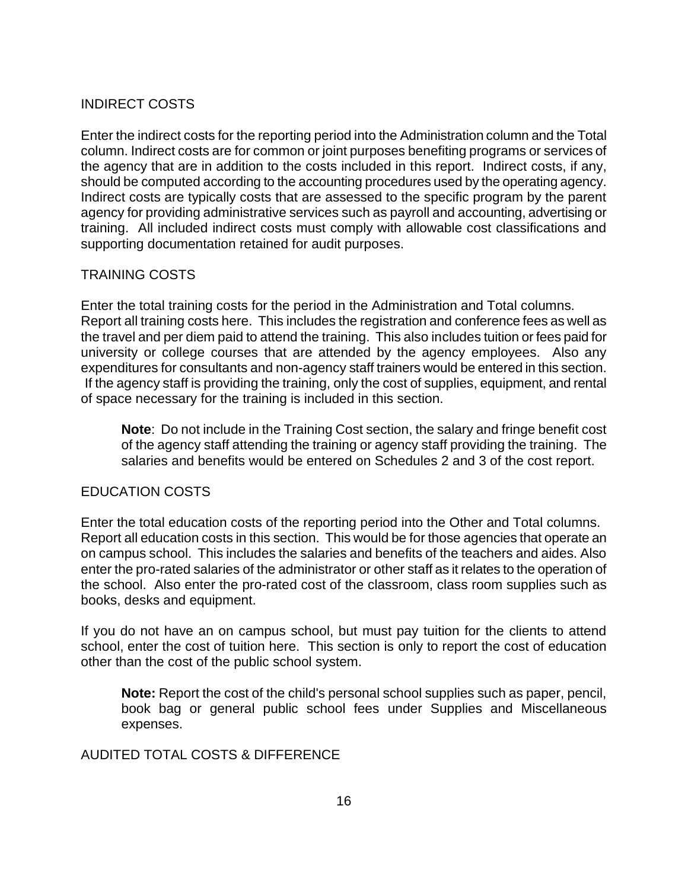## INDIRECT COSTS

Enter the indirect costs for the reporting period into the Administration column and the Total column. Indirect costs are for common or joint purposes benefiting programs or services of the agency that are in addition to the costs included in this report. Indirect costs, if any, should be computed according to the accounting procedures used by the operating agency. Indirect costs are typically costs that are assessed to the specific program by the parent agency for providing administrative services such as payroll and accounting, advertising or training. All included indirect costs must comply with allowable cost classifications and supporting documentation retained for audit purposes.

## TRAINING COSTS

Enter the total training costs for the period in the Administration and Total columns. Report all training costs here. This includes the registration and conference fees as well as the travel and per diem paid to attend the training. This also includes tuition or fees paid for university or college courses that are attended by the agency employees. Also any expenditures for consultants and non-agency staff trainers would be entered in this section. If the agency staff is providing the training, only the cost of supplies, equipment, and rental of space necessary for the training is included in this section.

> **Note**: Do not include in the Training Cost section, the salary and fringe benefit cost of the agency staff attending the training or agency staff providing the training. The salaries and benefits would be entered on Schedules 2 and 3 of the cost report.

## EDUCATION COSTS

Enter the total education costs of the reporting period into the Other and Total columns. Report all education costs in this section. This would be for those agencies that operate an on campus school. This includes the salaries and benefits of the teachers and aides. Also enter the pro-rated salaries of the administrator or other staff as it relates to the operation of the school. Also enter the pro-rated cost of the classroom, class room supplies such as books, desks and equipment.

If you do not have an on campus school, but must pay tuition for the clients to attend school, enter the cost of tuition here. This section is only to report the cost of education other than the cost of the public school system.

> **Note:** Report the cost of the child's personal school supplies such as paper, pencil, book bag or general public school fees under Supplies and Miscellaneous expenses.

## AUDITED TOTAL COSTS & DIFFERENCE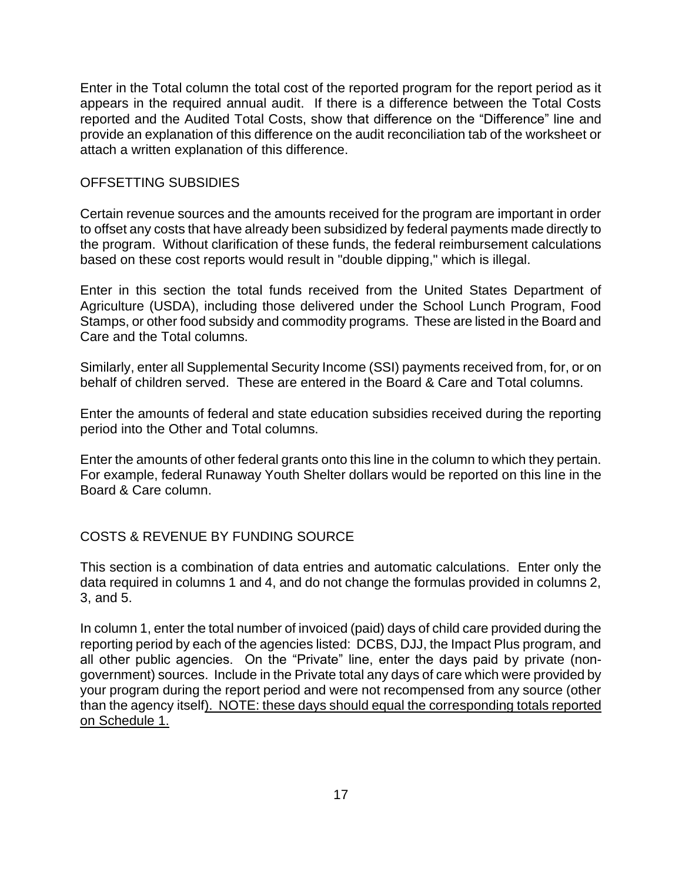Enter in the Total column the total cost of the reported program for the report period as it appears in the required annual audit. If there is a difference between the Total Costs reported and the Audited Total Costs, show that difference on the "Difference" line and provide an explanation of this difference on the audit reconciliation tab of the worksheet or attach a written explanation of this difference.

## OFFSETTING SUBSIDIES

Certain revenue sources and the amounts received for the program are important in order to offset any costs that have already been subsidized by federal payments made directly to the program. Without clarification of these funds, the federal reimbursement calculations based on these cost reports would result in "double dipping," which is illegal.

Enter in this section the total funds received from the United States Department of Agriculture (USDA), including those delivered under the School Lunch Program, Food Stamps, or other food subsidy and commodity programs. These are listed in the Board and Care and the Total columns.

Similarly, enter all Supplemental Security Income (SSI) payments received from, for, or on behalf of children served. These are entered in the Board & Care and Total columns.

Enter the amounts of federal and state education subsidies received during the reporting period into the Other and Total columns.

Enter the amounts of other federal grants onto this line in the column to which they pertain. For example, federal Runaway Youth Shelter dollars would be reported on this line in the Board & Care column.

## COSTS & REVENUE BY FUNDING SOURCE

This section is a combination of data entries and automatic calculations. Enter only the data required in columns 1 and 4, and do not change the formulas provided in columns 2, 3, and 5.

In column 1, enter the total number of invoiced (paid) days of child care provided during the reporting period by each of the agencies listed: DCBS, DJJ, the Impact Plus program, and all other public agencies. On the "Private" line, enter the days paid by private (non-government) sources. Include in the Private total any days of care which were provided by your program during the report period and were not recompensed from any source (other than the agency itself). NOTE: these days should equal the corresponding totals reported on Schedule 1.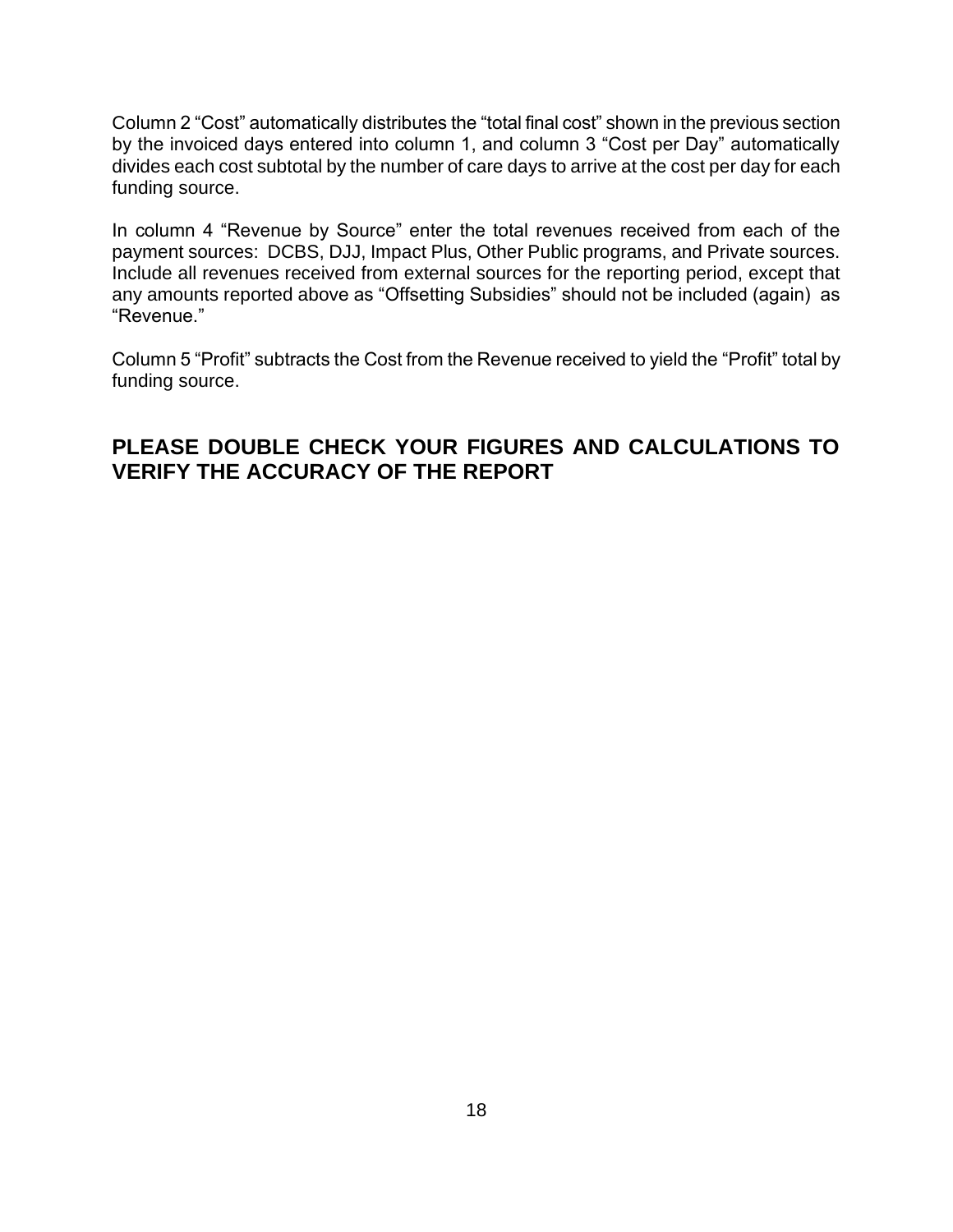Column 2 “Cost” automatically distributes the “total final cost” shown in the previous section by the invoiced days entered into column 1, and column 3 “Cost per Day” automatically divides each cost subtotal by the number of care days to arrive at the cost per day for each funding source.

In column 4 “Revenue by Source” enter the total revenues received from each of the payment sources: DCBS, DJJ, Impact Plus, Other Public programs, and Private sources. Include all revenues received from external sources for the reporting period, except that any amounts reported above as “Offsetting Subsidies” should not be included (again) as “Revenue.”

Column 5 “Profit” subtracts the Cost from the Revenue received to yield the “Profit” total by funding source.

## PLEASE DOUBLE CHECK YOUR FIGURES AND CALCULATIONS TO VERIFY THE ACCURACY OF THE REPORT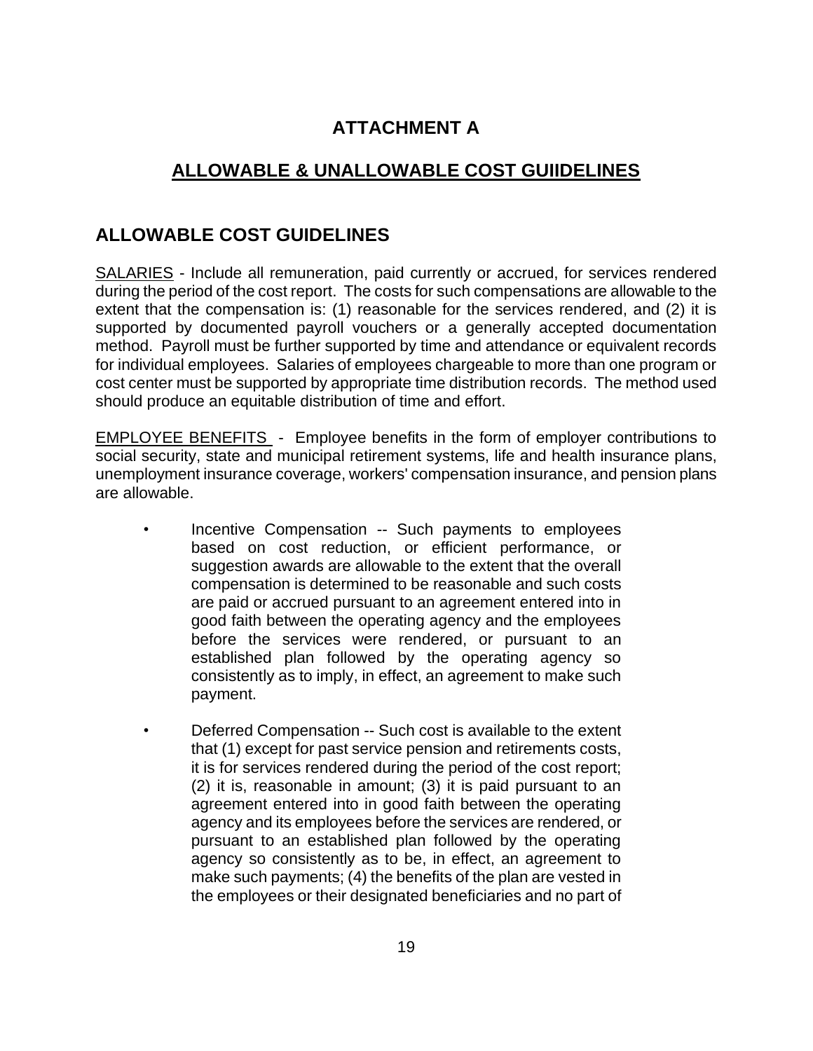# ATTACHMENT A

## ALLOWABLE & UNALLOWABLE COST GUIIDELINES

## ALLOWABLE COST GUIDELINES

<u>SALARIES</u> - Include all remuneration, paid currently or accrued, for services rendered during the period of the cost report. The costs for such compensations are allowable to the extent that the compensation is: (1) reasonable for the services rendered, and (2) it is supported by documented payroll vouchers or a generally accepted documentation method. Payroll must be further supported by time and attendance or equivalent records for individual employees. Salaries of employees chargeable to more than one program or cost center must be supported by appropriate time distribution records. The method used should produce an equitable distribution of time and effort.

<u>EMPLOYEE BENEFITS</u> - Employee benefits in the form of employer contributions to social security, state and municipal retirement systems, life and health insurance plans, unemployment insurance coverage, workers' compensation insurance, and pension plans are allowable.

- Incentive Compensation -- Such payments to employees based on cost reduction, or efficient performance, or suggestion awards are allowable to the extent that the overall compensation is determined to be reasonable and such costs are paid or accrued pursuant to an agreement entered into in good faith between the operating agency and the employees before the services were rendered, or pursuant to an established plan followed by the operating agency so consistently as to imply, in effect, an agreement to make such payment.

- Deferred Compensation -- Such cost is available to the extent that (1) except for past service pension and retirements costs, it is for services rendered during the period of the cost report; (2) it is, reasonable in amount; (3) it is paid pursuant to an agreement entered into in good faith between the operating agency and its employees before the services are rendered, or pursuant to an established plan followed by the operating agency so consistently as to be, in effect, an agreement to make such payments; (4) the benefits of the plan are vested in the employees or their designated beneficiaries and no part of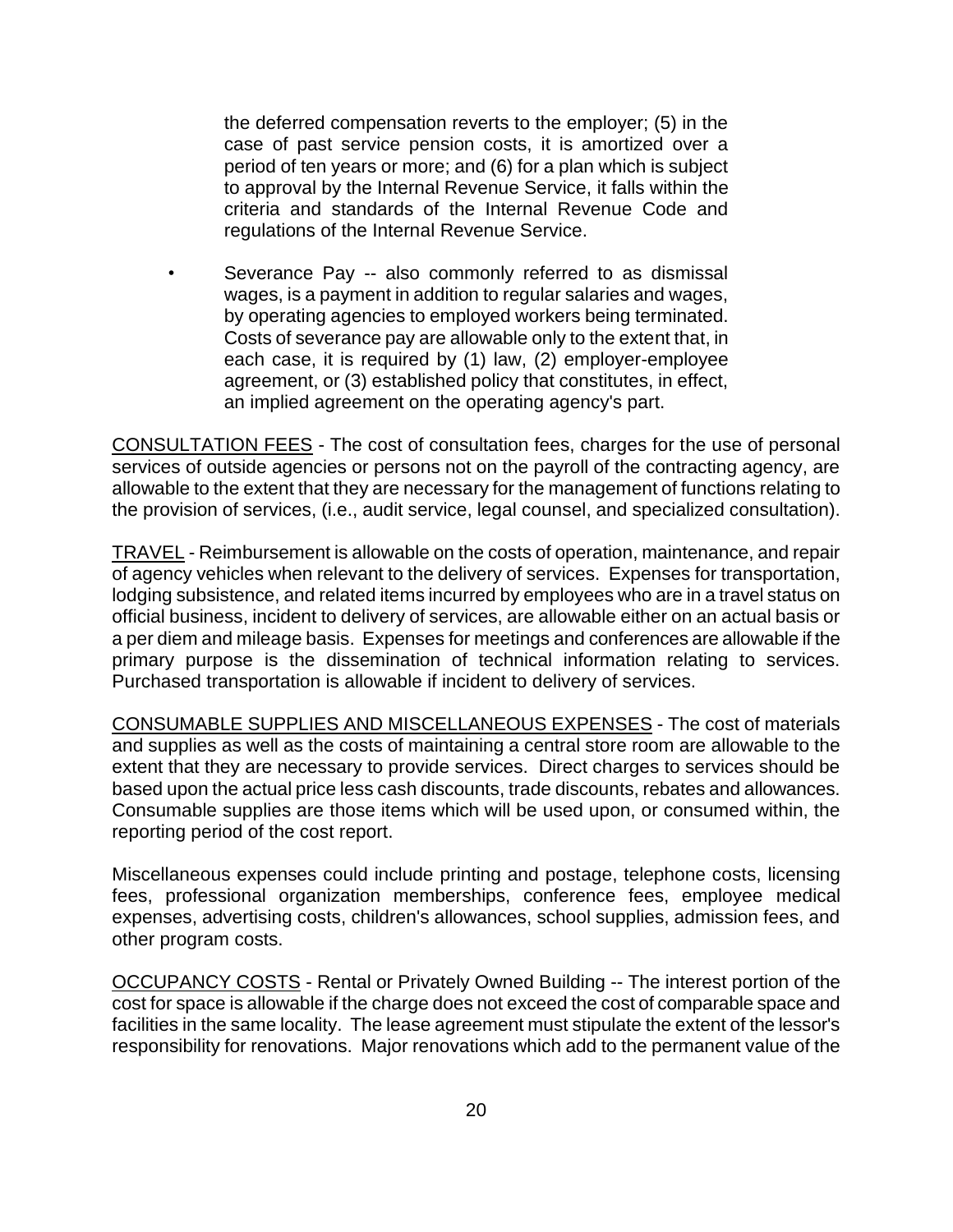the deferred compensation reverts to the employer; (5) in the case of past service pension costs, it is amortized over a period of ten years or more; and (6) for a plan which is subject to approval by the Internal Revenue Service, it falls within the criteria and standards of the Internal Revenue Code and regulations of the Internal Revenue Service.

- Severance Pay -- also commonly referred to as dismissal wages, is a payment in addition to regular salaries and wages, by operating agencies to employed workers being terminated. Costs of severance pay are allowable only to the extent that, in each case, it is required by (1) law, (2) employer-employee agreement, or (3) established policy that constitutes, in effect, an implied agreement on the operating agency's part.

<u>CONSULTATION FEES</u> - The cost of consultation fees, charges for the use of personal services of outside agencies or persons not on the payroll of the contracting agency, are allowable to the extent that they are necessary for the management of functions relating to the provision of services, (i.e., audit service, legal counsel, and specialized consultation).

<u>TRAVEL</u> - Reimbursement is allowable on the costs of operation, maintenance, and repair of agency vehicles when relevant to the delivery of services. Expenses for transportation, lodging subsistence, and related items incurred by employees who are in a travel status on official business, incident to delivery of services, are allowable either on an actual basis or a per diem and mileage basis. Expenses for meetings and conferences are allowable if the primary purpose is the dissemination of technical information relating to services. Purchased transportation is allowable if incident to delivery of services.

<u>CONSUMABLE SUPPLIES AND MISCELLANEOUS EXPENSES</u> - The cost of materials and supplies as well as the costs of maintaining a central store room are allowable to the extent that they are necessary to provide services. Direct charges to services should be based upon the actual price less cash discounts, trade discounts, rebates and allowances. Consumable supplies are those items which will be used upon, or consumed within, the reporting period of the cost report.

Miscellaneous expenses could include printing and postage, telephone costs, licensing fees, professional organization memberships, conference fees, employee medical expenses, advertising costs, children's allowances, school supplies, admission fees, and other program costs.

<u>OCCUPANCY COSTS</u> - Rental or Privately Owned Building -- The interest portion of the cost for space is allowable if the charge does not exceed the cost of comparable space and facilities in the same locality. The lease agreement must stipulate the extent of the lessor's responsibility for renovations. Major renovations which add to the permanent value of the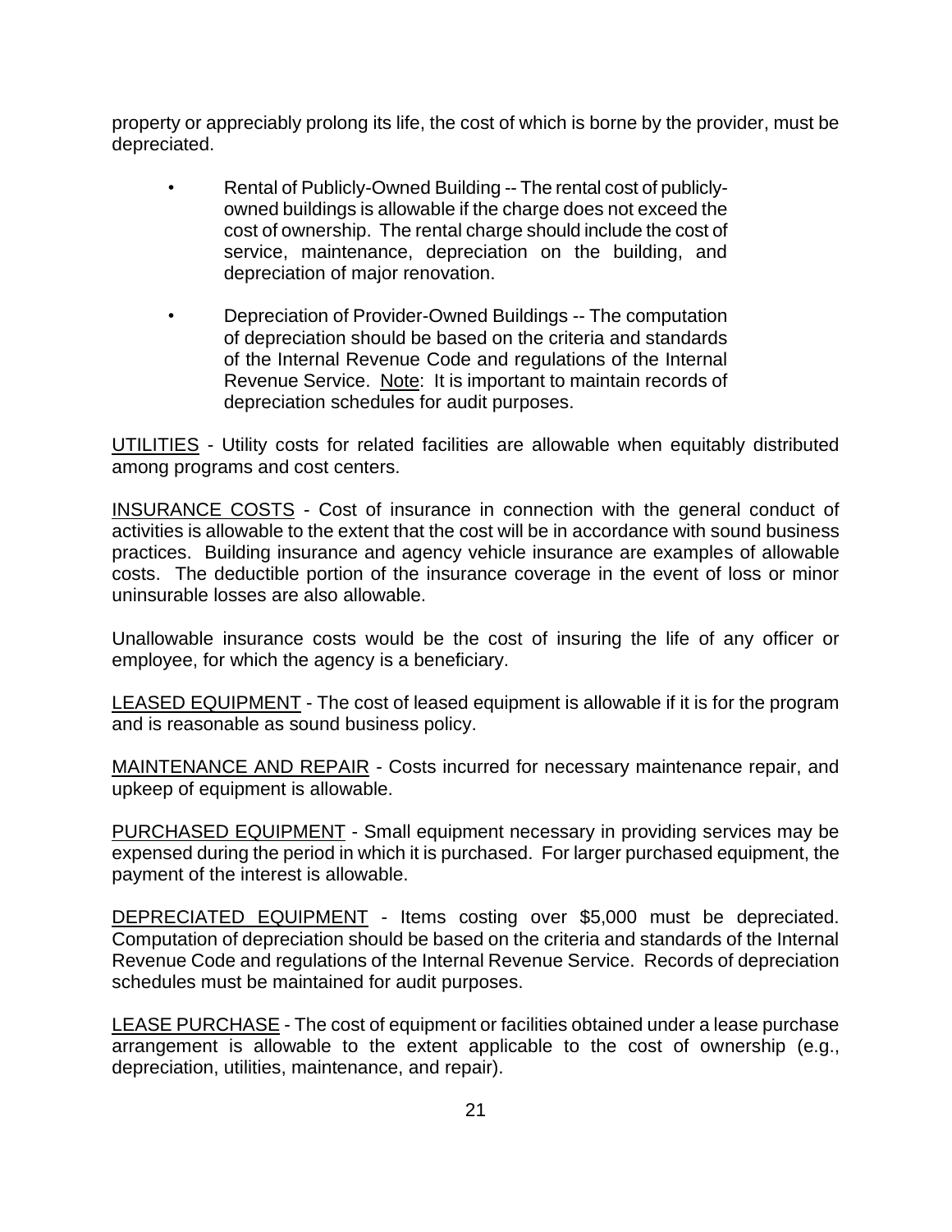property or appreciably prolong its life, the cost of which is borne by the provider, must be depreciated.

- Rental of Publicly-Owned Building -- The rental cost of publicly-owned buildings is allowable if the charge does not exceed the cost of ownership. The rental charge should include the cost of service, maintenance, depreciation on the building, and depreciation of major renovation.

- Depreciation of Provider-Owned Buildings -- The computation of depreciation should be based on the criteria and standards of the Internal Revenue Code and regulations of the Internal Revenue Service. <u>Note</u>: It is important to maintain records of depreciation schedules for audit purposes.

<u>UTILITIES</u> - Utility costs for related facilities are allowable when equitably distributed among programs and cost centers.

<u>INSURANCE COSTS</u> - Cost of insurance in connection with the general conduct of activities is allowable to the extent that the cost will be in accordance with sound business practices. Building insurance and agency vehicle insurance are examples of allowable costs. The deductible portion of the insurance coverage in the event of loss or minor uninsurable losses are also allowable.

Unallowable insurance costs would be the cost of insuring the life of any officer or employee, for which the agency is a beneficiary.

<u>LEASED EQUIPMENT</u> - The cost of leased equipment is allowable if it is for the program and is reasonable as sound business policy.

<u>MAINTENANCE AND REPAIR</u> - Costs incurred for necessary maintenance repair, and upkeep of equipment is allowable.

<u>PURCHASED EQUIPMENT</u> - Small equipment necessary in providing services may be expensed during the period in which it is purchased. For larger purchased equipment, the payment of the interest is allowable.

<u>DEPRECIATED EQUIPMENT</u> - Items costing over $5,000 must be depreciated. Computation of depreciation should be based on the criteria and standards of the Internal Revenue Code and regulations of the Internal Revenue Service. Records of depreciation schedules must be maintained for audit purposes.

<u>LEASE PURCHASE</u> - The cost of equipment or facilities obtained under a lease purchase arrangement is allowable to the extent applicable to the cost of ownership (e.g., depreciation, utilities, maintenance, and repair).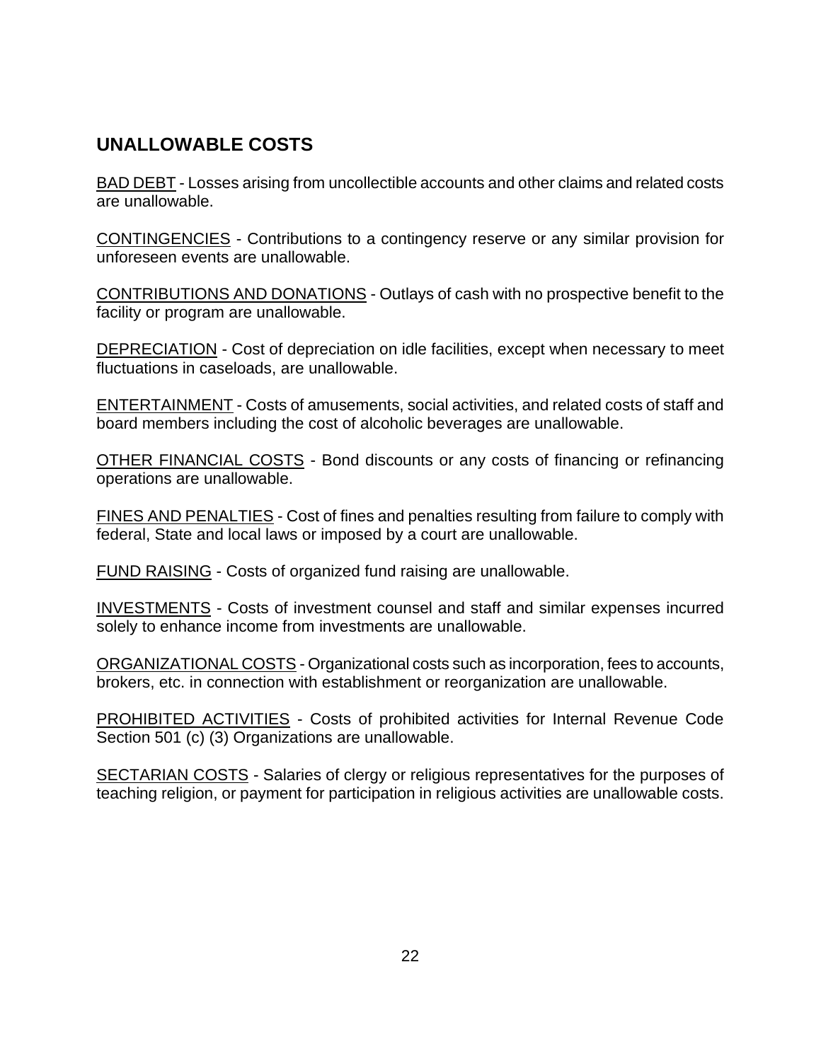## UNALLOWABLE COSTS

<u>BAD DEBT</u> - Losses arising from uncollectible accounts and other claims and related costs are unallowable.

<u>CONTINGENCIES</u> - Contributions to a contingency reserve or any similar provision for unforeseen events are unallowable.

<u>CONTRIBUTIONS AND DONATIONS</u> - Outlays of cash with no prospective benefit to the facility or program are unallowable.

<u>DEPRECIATION</u> - Cost of depreciation on idle facilities, except when necessary to meet fluctuations in caseloads, are unallowable.

<u>ENTERTAINMENT</u> - Costs of amusements, social activities, and related costs of staff and board members including the cost of alcoholic beverages are unallowable.

<u>OTHER FINANCIAL COSTS</u> - Bond discounts or any costs of financing or refinancing operations are unallowable.

<u>FINES AND PENALTIES</u> - Cost of fines and penalties resulting from failure to comply with federal, State and local laws or imposed by a court are unallowable.

<u>FUND RAISING</u> - Costs of organized fund raising are unallowable.

<u>INVESTMENTS</u> - Costs of investment counsel and staff and similar expenses incurred solely to enhance income from investments are unallowable.

<u>ORGANIZATIONAL COSTS</u> - Organizational costs such as incorporation, fees to accounts, brokers, etc. in connection with establishment or reorganization are unallowable.

<u>PROHIBITED ACTIVITIES</u> - Costs of prohibited activities for Internal Revenue Code Section 501 (c) (3) Organizations are unallowable.

<u>SECTARIAN COSTS</u> - Salaries of clergy or religious representatives for the purposes of teaching religion, or payment for participation in religious activities are unallowable costs.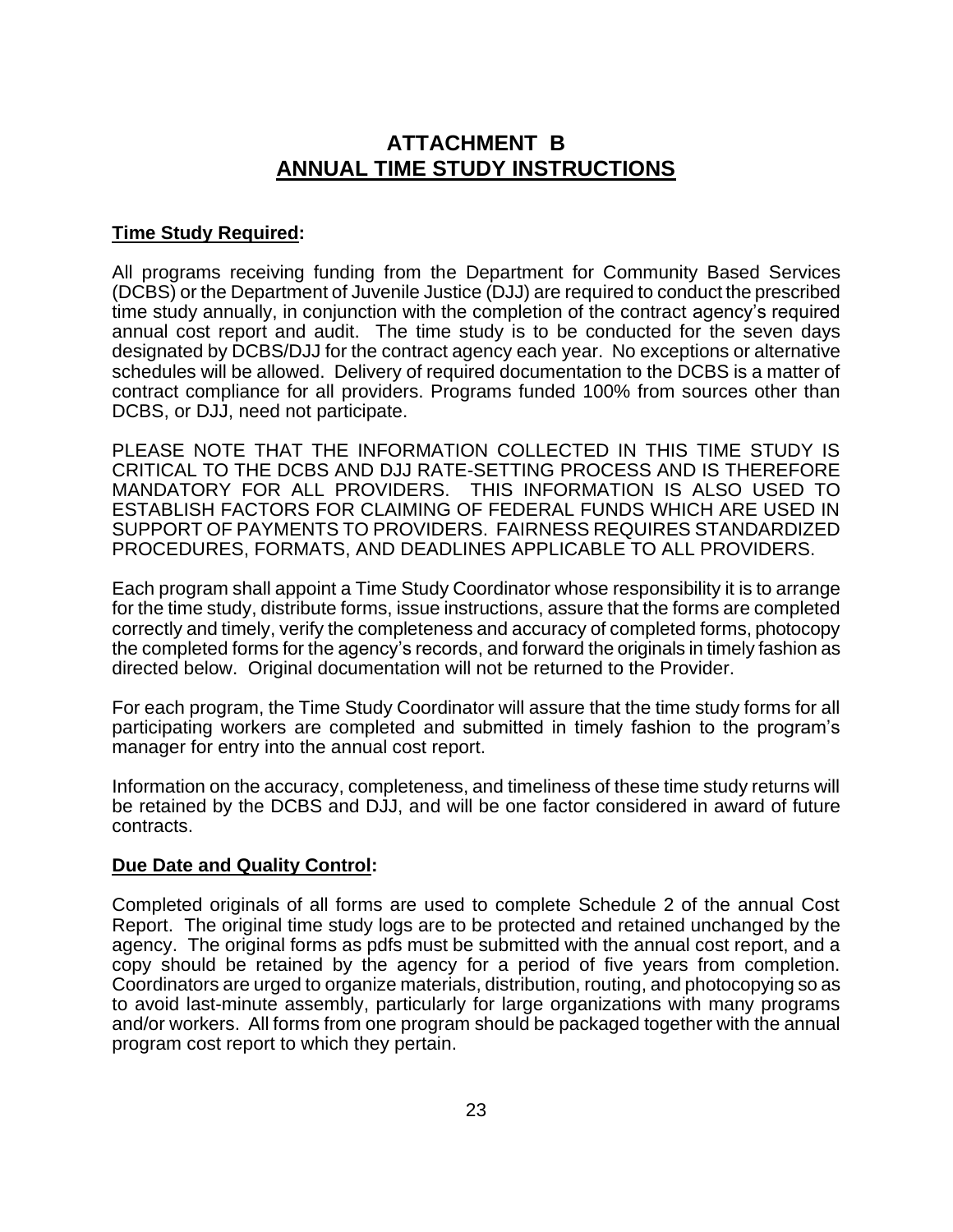# ATTACHMENT B
## ANNUAL TIME STUDY INSTRUCTIONS

**Time Study Required:**

All programs receiving funding from the Department for Community Based Services (DCBS) or the Department of Juvenile Justice (DJJ) are required to conduct the prescribed time study annually, in conjunction with the completion of the contract agency's required annual cost report and audit. The time study is to be conducted for the seven days designated by DCBS/DJJ for the contract agency each year. No exceptions or alternative schedules will be allowed. Delivery of required documentation to the DCBS is a matter of contract compliance for all providers. Programs funded 100% from sources other than DCBS, or DJJ, need not participate.

PLEASE NOTE THAT THE INFORMATION COLLECTED IN THIS TIME STUDY IS CRITICAL TO THE DCBS AND DJJ RATE-SETTING PROCESS AND IS THEREFORE MANDATORY FOR ALL PROVIDERS. THIS INFORMATION IS ALSO USED TO ESTABLISH FACTORS FOR CLAIMING OF FEDERAL FUNDS WHICH ARE USED IN SUPPORT OF PAYMENTS TO PROVIDERS. FAIRNESS REQUIRES STANDARDIZED PROCEDURES, FORMATS, AND DEADLINES APPLICABLE TO ALL PROVIDERS.

Each program shall appoint a Time Study Coordinator whose responsibility it is to arrange for the time study, distribute forms, issue instructions, assure that the forms are completed correctly and timely, verify the completeness and accuracy of completed forms, photocopy the completed forms for the agency's records, and forward the originals in timely fashion as directed below. Original documentation will not be returned to the Provider.

For each program, the Time Study Coordinator will assure that the time study forms for all participating workers are completed and submitted in timely fashion to the program's manager for entry into the annual cost report.

Information on the accuracy, completeness, and timeliness of these time study returns will be retained by the DCBS and DJJ, and will be one factor considered in award of future contracts.

**Due Date and Quality Control:**

Completed originals of all forms are used to complete Schedule 2 of the annual Cost Report. The original time study logs are to be protected and retained unchanged by the agency. The original forms as pdfs must be submitted with the annual cost report, and a copy should be retained by the agency for a period of five years from completion. Coordinators are urged to organize materials, distribution, routing, and photocopying so as to avoid last-minute assembly, particularly for large organizations with many programs and/or workers. All forms from one program should be packaged together with the annual program cost report to which they pertain.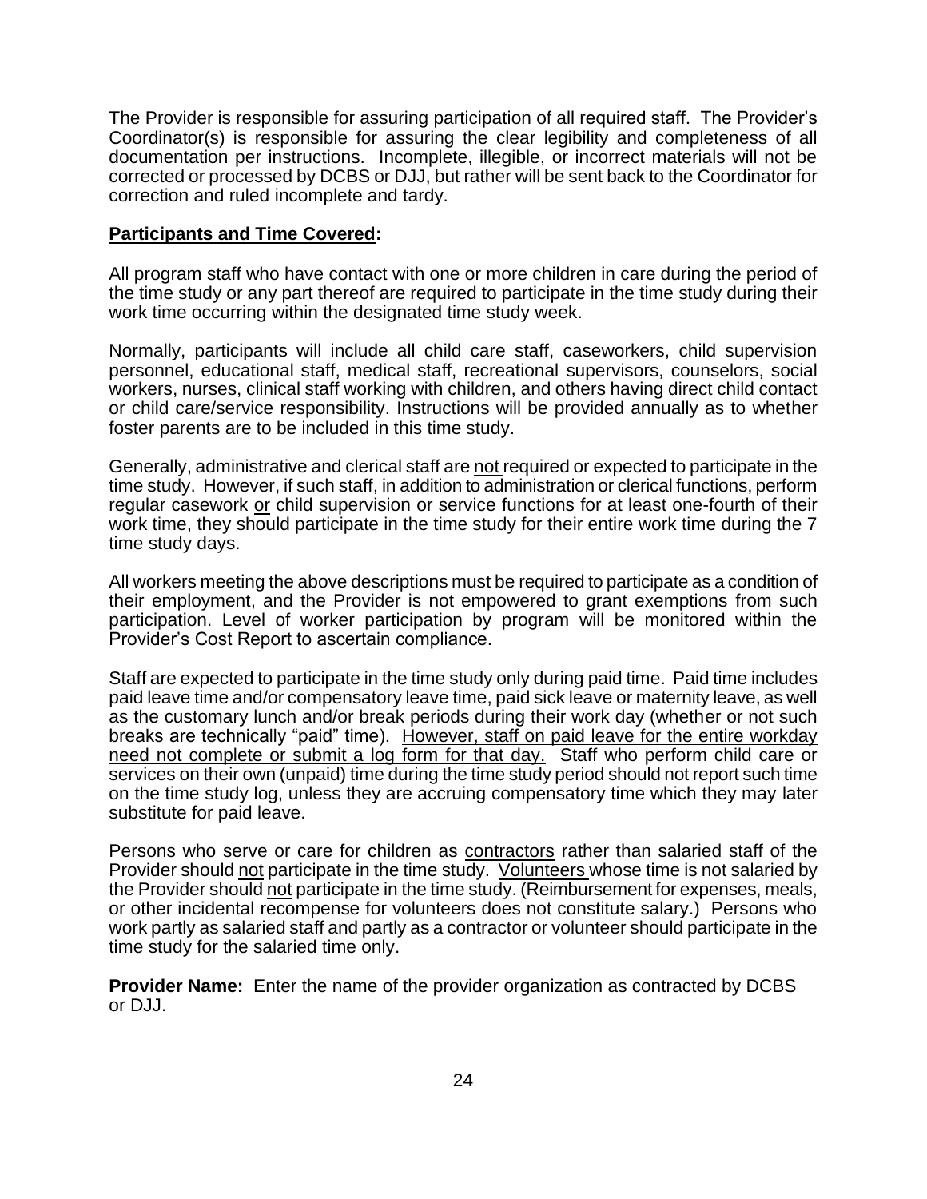The Provider is responsible for assuring participation of all required staff. The Provider's Coordinator(s) is responsible for assuring the clear legibility and completeness of all documentation per instructions. Incomplete, illegible, or incorrect materials will not be corrected or processed by DCBS or DJJ, but rather will be sent back to the Coordinator for correction and ruled incomplete and tardy.

**Participants and Time Covered:**

All program staff who have contact with one or more children in care during the period of the time study or any part thereof are required to participate in the time study during their work time occurring within the designated time study week.

Normally, participants will include all child care staff, caseworkers, child supervision personnel, educational staff, medical staff, recreational supervisors, counselors, social workers, nurses, clinical staff working with children, and others having direct child contact or child care/service responsibility. Instructions will be provided annually as to whether foster parents are to be included in this time study.

Generally, administrative and clerical staff are not required or expected to participate in the time study. However, if such staff, in addition to administration or clerical functions, perform regular casework or child supervision or service functions for at least one-fourth of their work time, they should participate in the time study for their entire work time during the 7 time study days.

All workers meeting the above descriptions must be required to participate as a condition of their employment, and the Provider is not empowered to grant exemptions from such participation. Level of worker participation by program will be monitored within the Provider's Cost Report to ascertain compliance.

Staff are expected to participate in the time study only during paid time. Paid time includes paid leave time and/or compensatory leave time, paid sick leave or maternity leave, as well as the customary lunch and/or break periods during their work day (whether or not such breaks are technically "paid" time). However, staff on paid leave for the entire workday need not complete or submit a log form for that day. Staff who perform child care or services on their own (unpaid) time during the time study period should not report such time on the time study log, unless they are accruing compensatory time which they may later substitute for paid leave.

Persons who serve or care for children as contractors rather than salaried staff of the Provider should not participate in the time study. Volunteers whose time is not salaried by the Provider should not participate in the time study. (Reimbursement for expenses, meals, or other incidental recompense for volunteers does not constitute salary.) Persons who work partly as salaried staff and partly as a contractor or volunteer should participate in the time study for the salaried time only.

**Provider Name:** Enter the name of the provider organization as contracted by DCBS or DJJ.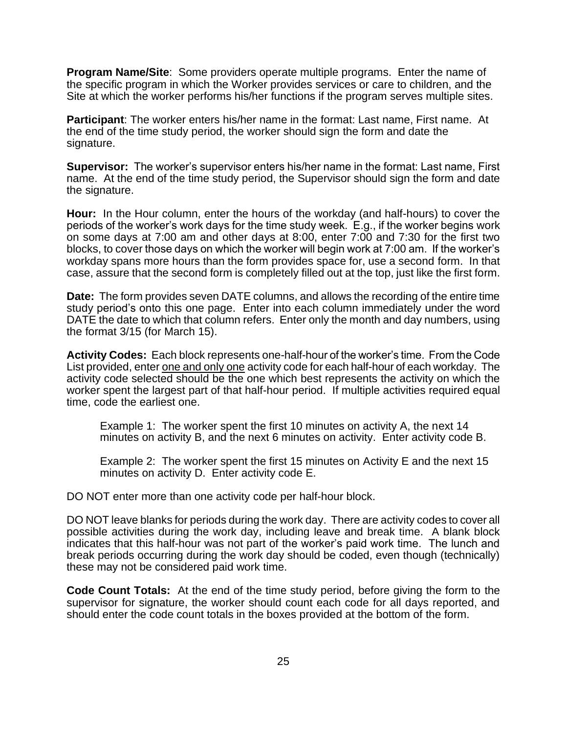**Program Name/Site**: Some providers operate multiple programs. Enter the name of the specific program in which the Worker provides services or care to children, and the Site at which the worker performs his/her functions if the program serves multiple sites.

**Participant**: The worker enters his/her name in the format: Last name, First name. At the end of the time study period, the worker should sign the form and date the signature.

**Supervisor:** The worker's supervisor enters his/her name in the format: Last name, First name. At the end of the time study period, the Supervisor should sign the form and date the signature.

**Hour:** In the Hour column, enter the hours of the workday (and half-hours) to cover the periods of the worker's work days for the time study week. E.g., if the worker begins work on some days at 7:00 am and other days at 8:00, enter 7:00 and 7:30 for the first two blocks, to cover those days on which the worker will begin work at 7:00 am. If the worker's workday spans more hours than the form provides space for, use a second form. In that case, assure that the second form is completely filled out at the top, just like the first form.

**Date:** The form provides seven DATE columns, and allows the recording of the entire time study period's onto this one page. Enter into each column immediately under the word DATE the date to which that column refers. Enter only the month and day numbers, using the format 3/15 (for March 15).

**Activity Codes:** Each block represents one-half-hour of the worker's time. From the Code List provided, enter <u>one and only one</u> activity code for each half-hour of each workday. The activity code selected should be the one which best represents the activity on which the worker spent the largest part of that half-hour period. If multiple activities required equal time, code the earliest one.

> Example 1: The worker spent the first 10 minutes on activity A, the next 14 minutes on activity B, and the next 6 minutes on activity. Enter activity code B.
>
> Example 2: The worker spent the first 15 minutes on Activity E and the next 15 minutes on activity D. Enter activity code E.

DO NOT enter more than one activity code per half-hour block.

DO NOT leave blanks for periods during the work day. There are activity codes to cover all possible activities during the work day, including leave and break time. A blank block indicates that this half-hour was not part of the worker's paid work time. The lunch and break periods occurring during the work day should be coded, even though (technically) these may not be considered paid work time.

**Code Count Totals:** At the end of the time study period, before giving the form to the supervisor for signature, the worker should count each code for all days reported, and should enter the code count totals in the boxes provided at the bottom of the form.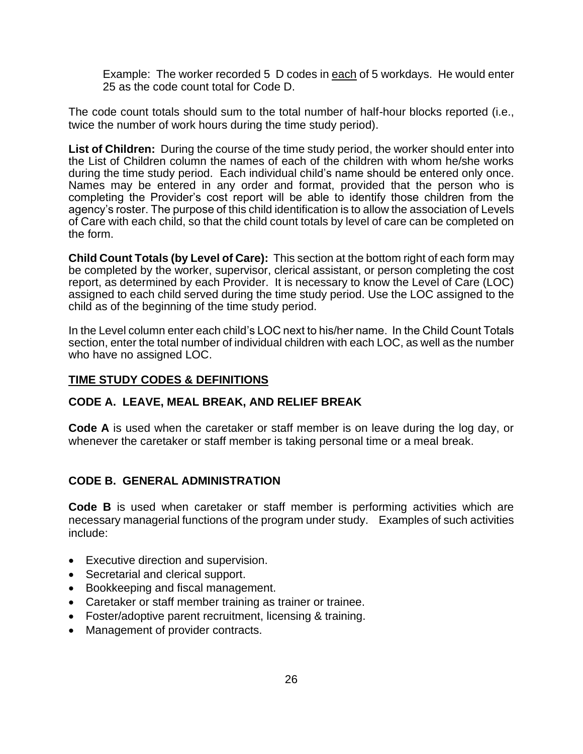Example: The worker recorded 5 D codes in each of 5 workdays. He would enter 25 as the code count total for Code D.

The code count totals should sum to the total number of half-hour blocks reported (i.e., twice the number of work hours during the time study period).

**List of Children:** During the course of the time study period, the worker should enter into the List of Children column the names of each of the children with whom he/she works during the time study period. Each individual child's name should be entered only once. Names may be entered in any order and format, provided that the person who is completing the Provider's cost report will be able to identify those children from the agency's roster. The purpose of this child identification is to allow the association of Levels of Care with each child, so that the child count totals by level of care can be completed on the form.

**Child Count Totals (by Level of Care):** This section at the bottom right of each form may be completed by the worker, supervisor, clerical assistant, or person completing the cost report, as determined by each Provider. It is necessary to know the Level of Care (LOC) assigned to each child served during the time study period. Use the LOC assigned to the child as of the beginning of the time study period.

In the Level column enter each child's LOC next to his/her name. In the Child Count Totals section, enter the total number of individual children with each LOC, as well as the number who have no assigned LOC.

## TIME STUDY CODES & DEFINITIONS

### CODE A. LEAVE, MEAL BREAK, AND RELIEF BREAK

**Code A** is used when the caretaker or staff member is on leave during the log day, or whenever the caretaker or staff member is taking personal time or a meal break.

### CODE B. GENERAL ADMINISTRATION

**Code B** is used when caretaker or staff member is performing activities which are necessary managerial functions of the program under study. Examples of such activities include:

- Executive direction and supervision.
- Secretarial and clerical support.
- Bookkeeping and fiscal management.
- Caretaker or staff member training as trainer or trainee.
- Foster/adoptive parent recruitment, licensing & training.
- Management of provider contracts.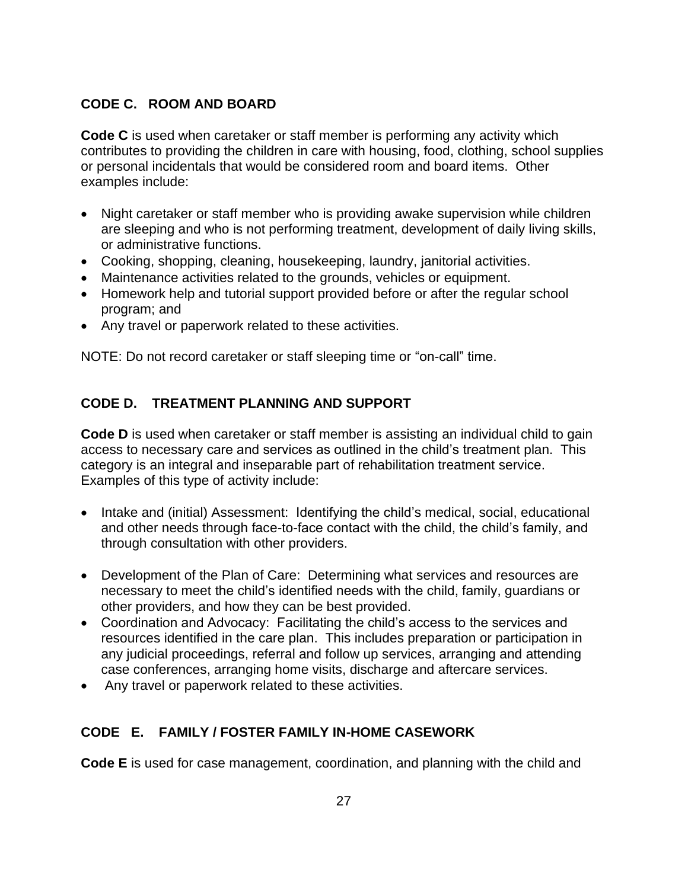## CODE C. ROOM AND BOARD

**Code C** is used when caretaker or staff member is performing any activity which contributes to providing the children in care with housing, food, clothing, school supplies or personal incidentals that would be considered room and board items. Other examples include:

- Night caretaker or staff member who is providing awake supervision while children are sleeping and who is not performing treatment, development of daily living skills, or administrative functions.
- Cooking, shopping, cleaning, housekeeping, laundry, janitorial activities.
- Maintenance activities related to the grounds, vehicles or equipment.
- Homework help and tutorial support provided before or after the regular school program; and
- Any travel or paperwork related to these activities.

NOTE: Do not record caretaker or staff sleeping time or "on-call" time.

## CODE D. TREATMENT PLANNING AND SUPPORT

**Code D** is used when caretaker or staff member is assisting an individual child to gain access to necessary care and services as outlined in the child's treatment plan. This category is an integral and inseparable part of rehabilitation treatment service. Examples of this type of activity include:

- Intake and (initial) Assessment: Identifying the child's medical, social, educational and other needs through face-to-face contact with the child, the child's family, and through consultation with other providers.
- Development of the Plan of Care: Determining what services and resources are necessary to meet the child's identified needs with the child, family, guardians or other providers, and how they can be best provided.
- Coordination and Advocacy: Facilitating the child's access to the services and resources identified in the care plan. This includes preparation or participation in any judicial proceedings, referral and follow up services, arranging and attending case conferences, arranging home visits, discharge and aftercare services.
- Any travel or paperwork related to these activities.

## CODE E. FAMILY / FOSTER FAMILY IN-HOME CASEWORK

**Code E** is used for case management, coordination, and planning with the child and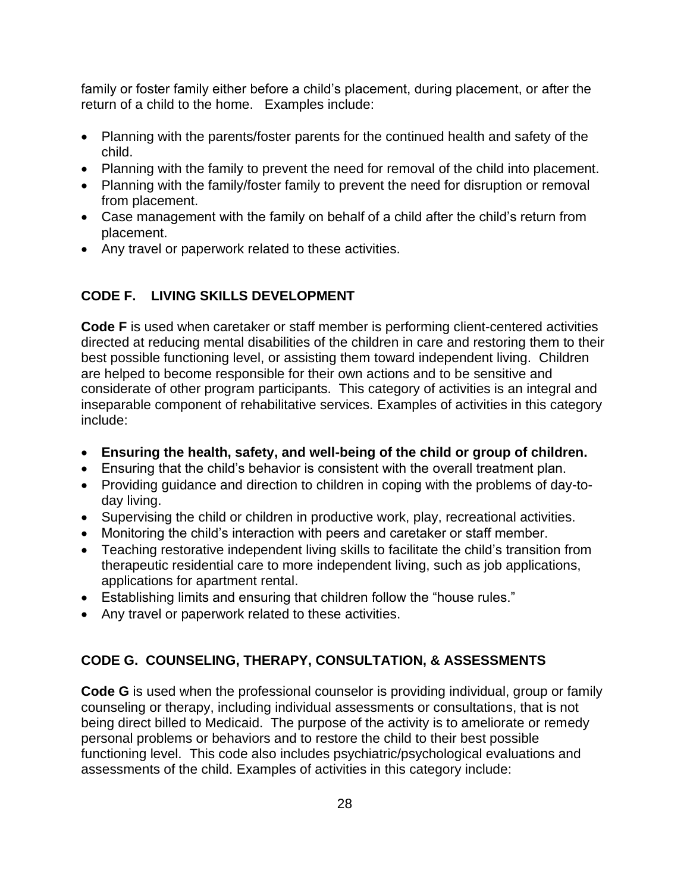family or foster family either before a child's placement, during placement, or after the return of a child to the home. Examples include:

- Planning with the parents/foster parents for the continued health and safety of the child.
- Planning with the family to prevent the need for removal of the child into placement.
- Planning with the family/foster family to prevent the need for disruption or removal from placement.
- Case management with the family on behalf of a child after the child's return from placement.
- Any travel or paperwork related to these activities.

## CODE F. LIVING SKILLS DEVELOPMENT

**Code F** is used when caretaker or staff member is performing client-centered activities directed at reducing mental disabilities of the children in care and restoring them to their best possible functioning level, or assisting them toward independent living. Children are helped to become responsible for their own actions and to be sensitive and considerate of other program participants. This category of activities is an integral and inseparable component of rehabilitative services. Examples of activities in this category include:

- **Ensuring the health, safety, and well-being of the child or group of children.**
- Ensuring that the child's behavior is consistent with the overall treatment plan.
- Providing guidance and direction to children in coping with the problems of day-to-day living.
- Supervising the child or children in productive work, play, recreational activities.
- Monitoring the child's interaction with peers and caretaker or staff member.
- Teaching restorative independent living skills to facilitate the child's transition from therapeutic residential care to more independent living, such as job applications, applications for apartment rental.
- Establishing limits and ensuring that children follow the "house rules."
- Any travel or paperwork related to these activities.

## CODE G. COUNSELING, THERAPY, CONSULTATION, & ASSESSMENTS

**Code G** is used when the professional counselor is providing individual, group or family counseling or therapy, including individual assessments or consultations, that is not being direct billed to Medicaid. The purpose of the activity is to ameliorate or remedy personal problems or behaviors and to restore the child to their best possible functioning level. This code also includes psychiatric/psychological evaluations and assessments of the child. Examples of activities in this category include: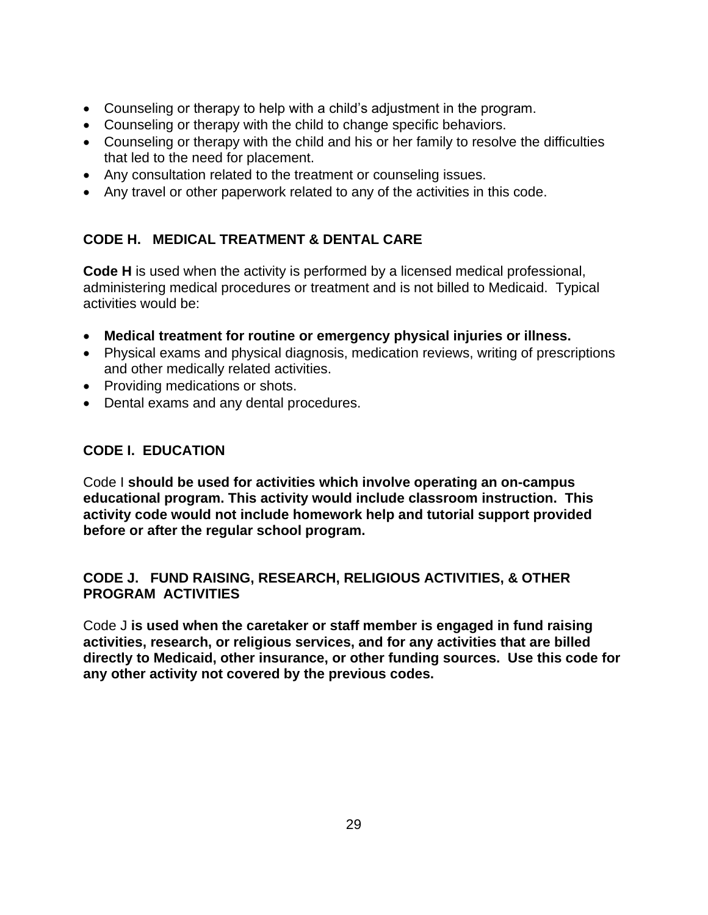- Counseling or therapy to help with a child's adjustment in the program.
- Counseling or therapy with the child to change specific behaviors.
- Counseling or therapy with the child and his or her family to resolve the difficulties that led to the need for placement.
- Any consultation related to the treatment or counseling issues.
- Any travel or other paperwork related to any of the activities in this code.

### CODE H. MEDICAL TREATMENT & DENTAL CARE

**Code H** is used when the activity is performed by a licensed medical professional, administering medical procedures or treatment and is not billed to Medicaid. Typical activities would be:

- **Medical treatment for routine or emergency physical injuries or illness.**
- Physical exams and physical diagnosis, medication reviews, writing of prescriptions and other medically related activities.
- Providing medications or shots.
- Dental exams and any dental procedures.

### CODE I. EDUCATION

Code I **should be used for activities which involve operating an on-campus educational program. This activity would include classroom instruction. This activity code would not include homework help and tutorial support provided before or after the regular school program.**

### CODE J. FUND RAISING, RESEARCH, RELIGIOUS ACTIVITIES, & OTHER PROGRAM ACTIVITIES

Code J **is used when the caretaker or staff member is engaged in fund raising activities, research, or religious services, and for any activities that are billed directly to Medicaid, other insurance, or other funding sources. Use this code for any other activity not covered by the previous codes.**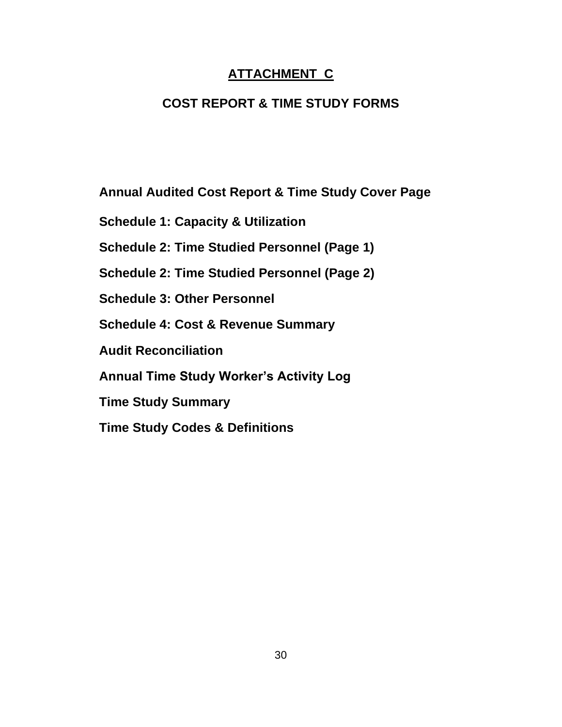# ATTACHMENT C

## COST REPORT & TIME STUDY FORMS

**Annual Audited Cost Report & Time Study Cover Page**

**Schedule 1: Capacity & Utilization**

**Schedule 2: Time Studied Personnel (Page 1)**

**Schedule 2: Time Studied Personnel (Page 2)**

**Schedule 3: Other Personnel**

**Schedule 4: Cost & Revenue Summary**

**Audit Reconciliation**

**Annual Time Study Worker's Activity Log**

**Time Study Summary**

**Time Study Codes & Definitions**